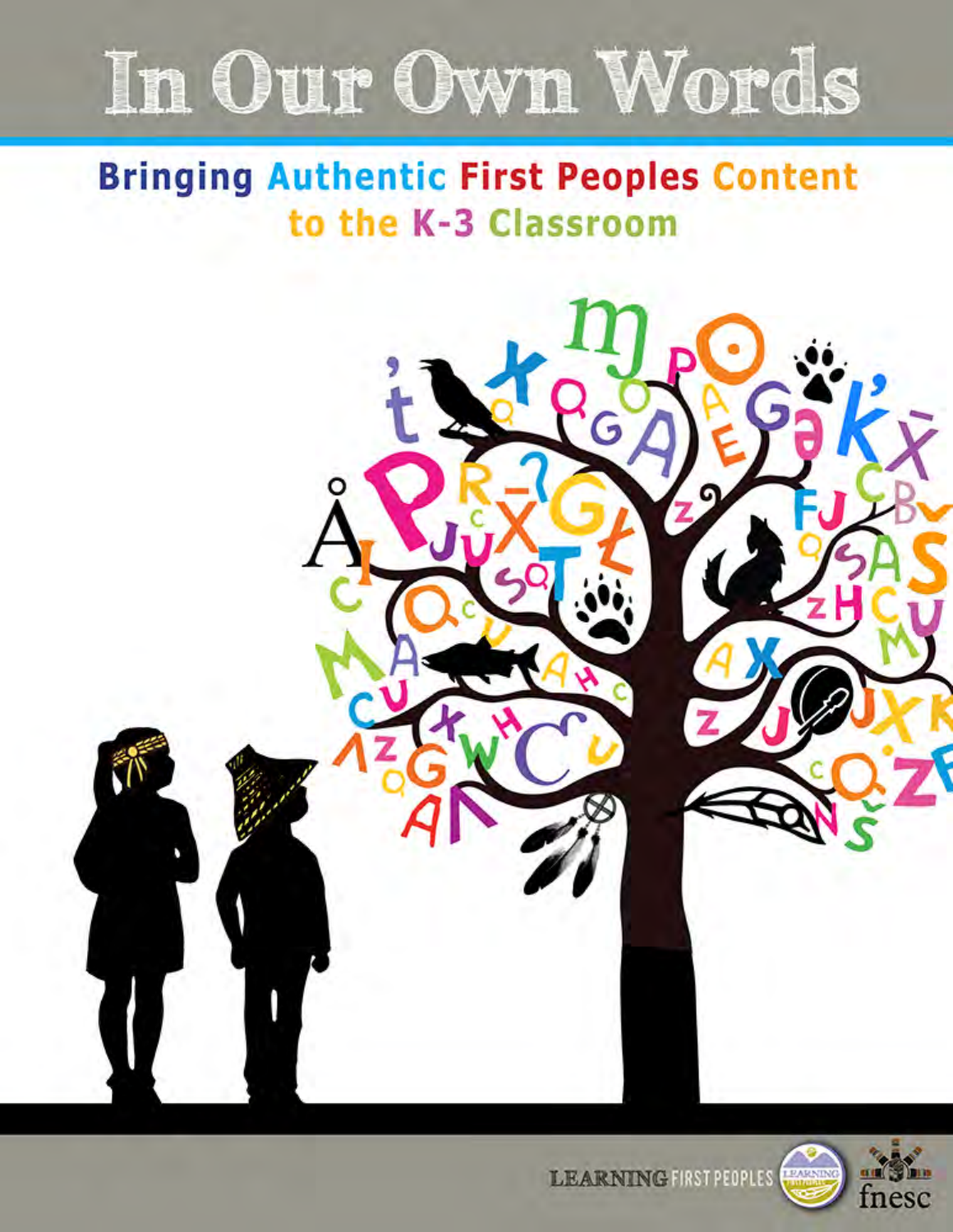# In Our Own Words

## Bringing Authentic First Peoples Content to the K-3 Classroom

LEARNING FIRST PEOPLES

fnesc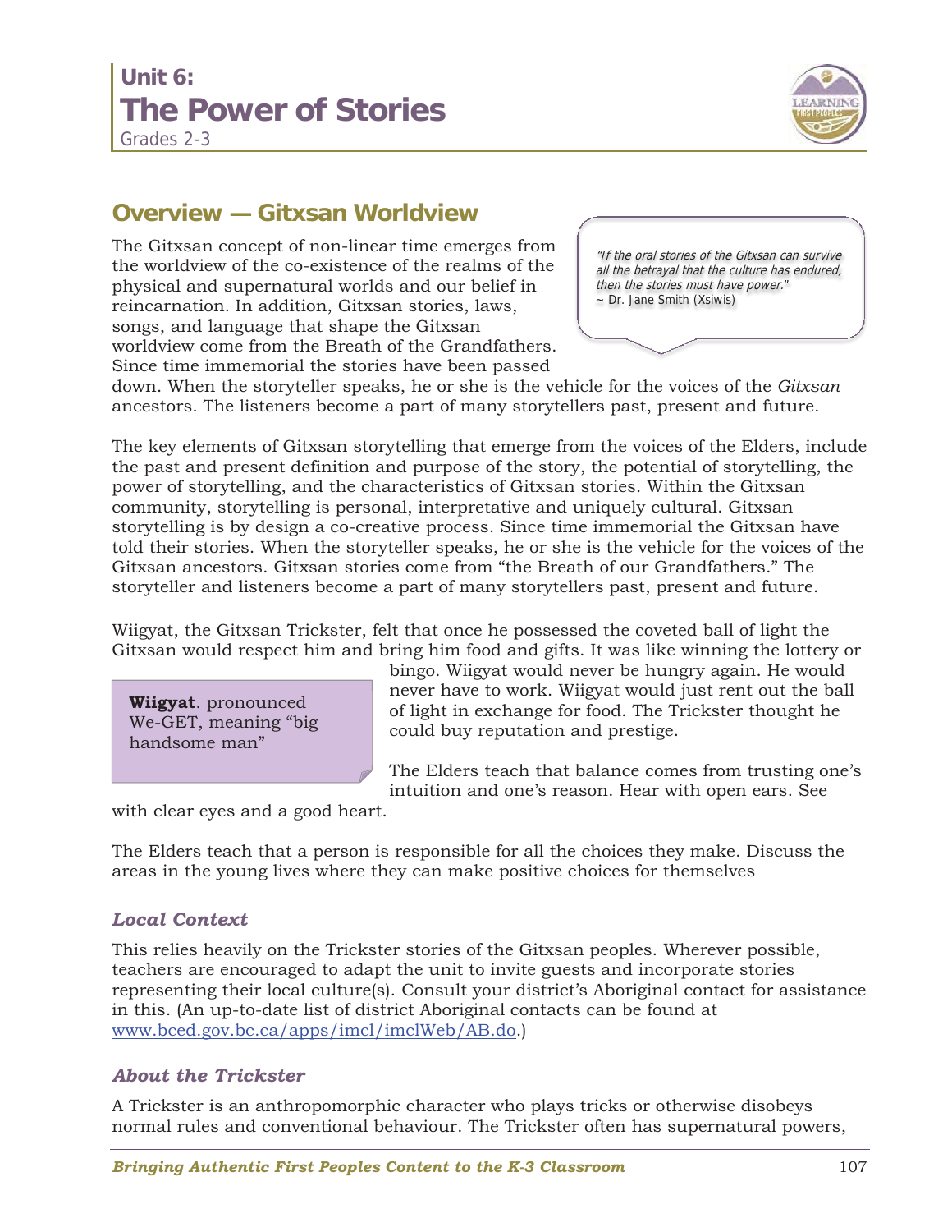# Unit 6:
# The Power of Stories
Grades 2-3

## Overview — Gitxsan Worldview

> *"If the oral stories of the Gitxsan can survive all the betrayal that the culture has endured, then the stories must have power."*
> ~ Dr. Jane Smith (Xsiwis)

The Gitxsan concept of non-linear time emerges from the worldview of the co-existence of the realms of the physical and supernatural worlds and our belief in reincarnation. In addition, Gitxsan stories, laws, songs, and language that shape the Gitxsan worldview come from the Breath of the Grandfathers. Since time immemorial the stories have been passed down. When the storyteller speaks, he or she is the vehicle for the voices of the *Gitxsan* ancestors. The listeners become a part of many storytellers past, present and future.

The key elements of Gitxsan storytelling that emerge from the voices of the Elders, include the past and present definition and purpose of the story, the potential of storytelling, the power of storytelling, and the characteristics of Gitxsan stories. Within the Gitxsan community, storytelling is personal, interpretative and uniquely cultural. Gitxsan storytelling is by design a co-creative process. Since time immemorial the Gitxsan have told their stories. When the storyteller speaks, he or she is the vehicle for the voices of the Gitxsan ancestors. Gitxsan stories come from "the Breath of our Grandfathers." The storyteller and listeners become a part of many storytellers past, present and future.

Wiigyat, the Gitxsan Trickster, felt that once he possessed the coveted ball of light the Gitxsan would respect him and bring him food and gifts. It was like winning the lottery or bingo. Wiigyat would never be hungry again. He would never have to work. Wiigyat would just rent out the ball of light in exchange for food. The Trickster thought he could buy reputation and prestige.

> **Wiigyat**. pronounced We-GET, meaning "big handsome man"

The Elders teach that balance comes from trusting one's intuition and one's reason. Hear with open ears. See with clear eyes and a good heart.

The Elders teach that a person is responsible for all the choices they make. Discuss the areas in the young lives where they can make positive choices for themselves

### *Local Context*

This relies heavily on the Trickster stories of the Gitxsan peoples. Wherever possible, teachers are encouraged to adapt the unit to invite guests and incorporate stories representing their local culture(s). Consult your district's Aboriginal contact for assistance in this. (An up-to-date list of district Aboriginal contacts can be found at www.bced.gov.bc.ca/apps/imcl/imclWeb/AB.do.)

### *About the Trickster*

A Trickster is an anthropomorphic character who plays tricks or otherwise disobeys normal rules and conventional behaviour. The Trickster often has supernatural powers,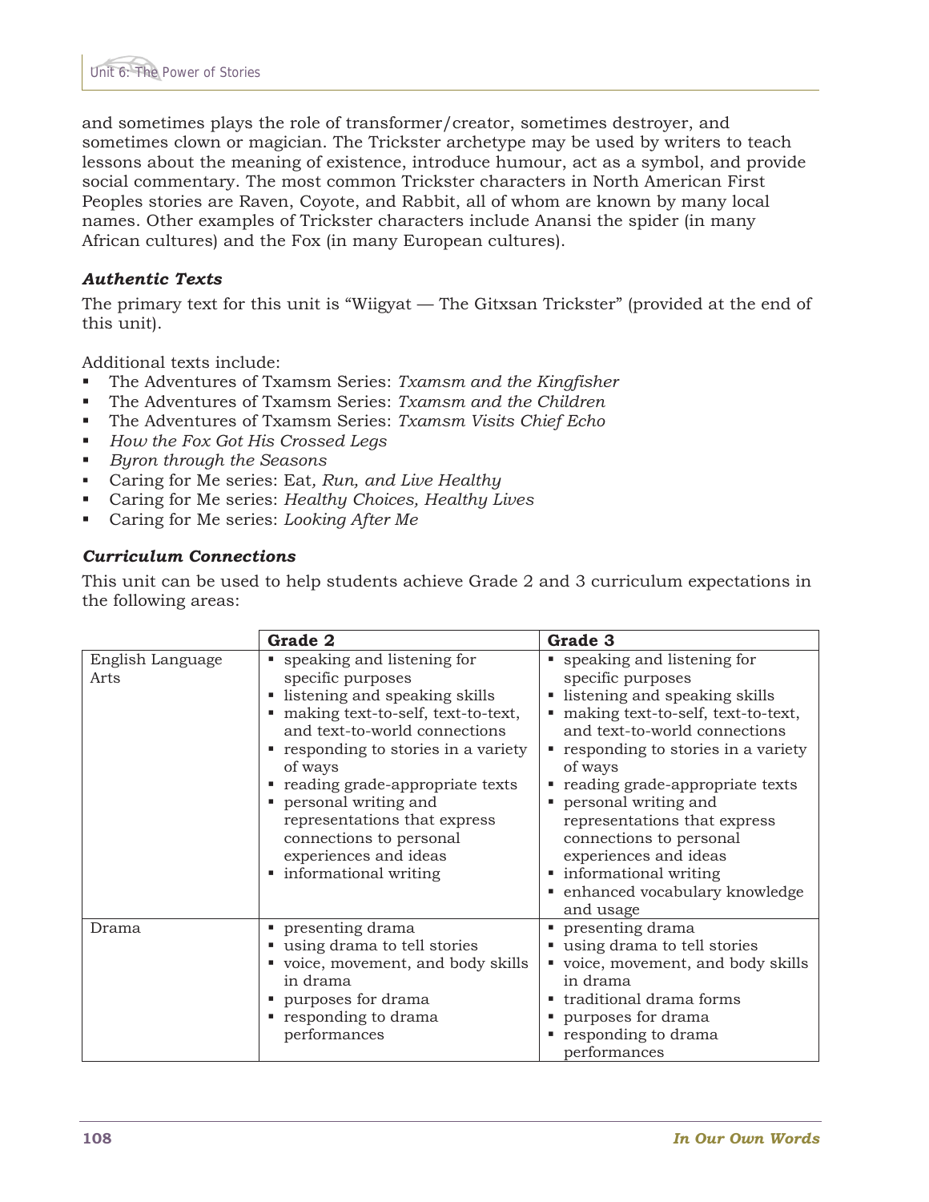and sometimes plays the role of transformer/creator, sometimes destroyer, and sometimes clown or magician. The Trickster archetype may be used by writers to teach lessons about the meaning of existence, introduce humour, act as a symbol, and provide social commentary. The most common Trickster characters in North American First Peoples stories are Raven, Coyote, and Rabbit, all of whom are known by many local names. Other examples of Trickster characters include Anansi the spider (in many African cultures) and the Fox (in many European cultures).

### *Authentic Texts*

The primary text for this unit is "Wiigyat — The Gitxsan Trickster" (provided at the end of this unit).

Additional texts include:

- The Adventures of Txamsm Series: *Txamsm and the Kingfisher*
- The Adventures of Txamsm Series: *Txamsm and the Children*
- The Adventures of Txamsm Series: *Txamsm Visits Chief Echo*
- *How the Fox Got His Crossed Legs*
- *Byron through the Seasons*
- Caring for Me series: Eat*, Run, and Live Healthy*
- Caring for Me series: *Healthy Choices, Healthy Lives*
- Caring for Me series: *Looking After Me*

### *Curriculum Connections*

This unit can be used to help students achieve Grade 2 and 3 curriculum expectations in the following areas:

| | Grade 2 | Grade 3 |
|---|---|---|
| English Language Arts | ▪ speaking and listening for specific purposes<br>▪ listening and speaking skills<br>▪ making text-to-self, text-to-text, and text-to-world connections<br>▪ responding to stories in a variety of ways<br>▪ reading grade-appropriate texts<br>▪ personal writing and representations that express connections to personal experiences and ideas<br>▪ informational writing | ▪ speaking and listening for specific purposes<br>▪ listening and speaking skills<br>▪ making text-to-self, text-to-text, and text-to-world connections<br>▪ responding to stories in a variety of ways<br>▪ reading grade-appropriate texts<br>▪ personal writing and representations that express connections to personal experiences and ideas<br>▪ informational writing<br>▪ enhanced vocabulary knowledge and usage |
| Drama | ▪ presenting drama<br>▪ using drama to tell stories<br>▪ voice, movement, and body skills in drama<br>▪ purposes for drama<br>▪ responding to drama performances | ▪ presenting drama<br>▪ using drama to tell stories<br>▪ voice, movement, and body skills in drama<br>▪ traditional drama forms<br>▪ purposes for drama<br>▪ responding to drama performances |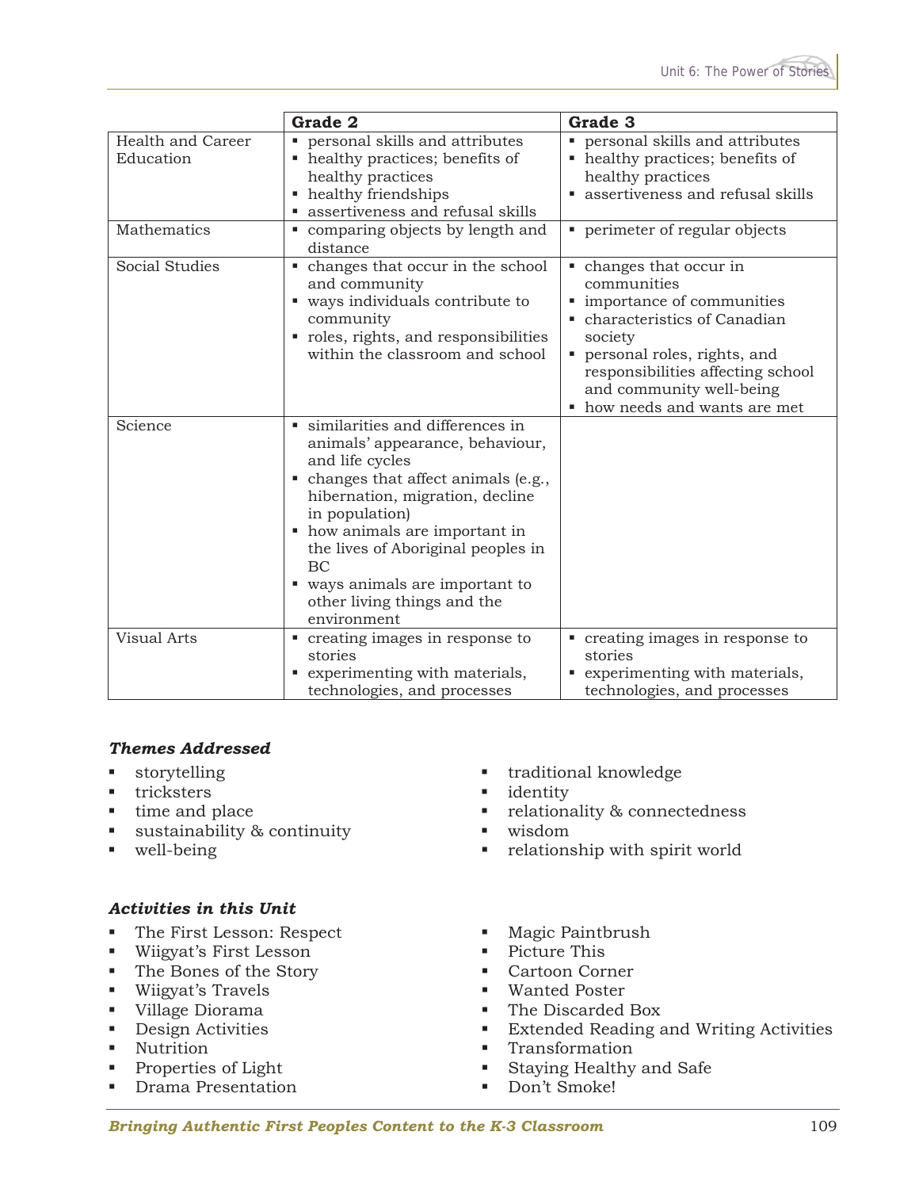| | Grade 2 | Grade 3 |
|---|---|---|
| Health and Career Education | ▪ personal skills and attributes<br>▪ healthy practices; benefits of healthy practices<br>▪ healthy friendships<br>▪ assertiveness and refusal skills | ▪ personal skills and attributes<br>▪ healthy practices; benefits of healthy practices<br>▪ assertiveness and refusal skills |
| Mathematics | ▪ comparing objects by length and distance | ▪ perimeter of regular objects |
| Social Studies | ▪ changes that occur in the school and community<br>▪ ways individuals contribute to community<br>▪ roles, rights, and responsibilities within the classroom and school | ▪ changes that occur in communities<br>▪ importance of communities<br>▪ characteristics of Canadian society<br>▪ personal roles, rights, and responsibilities affecting school and community well-being<br>▪ how needs and wants are met |
| Science | ▪ similarities and differences in animals' appearance, behaviour, and life cycles<br>▪ changes that affect animals (e.g., hibernation, migration, decline in population)<br>▪ how animals are important in the lives of Aboriginal peoples in BC<br>▪ ways animals are important to other living things and the environment | |
| Visual Arts | ▪ creating images in response to stories<br>▪ experimenting with materials, technologies, and processes | ▪ creating images in response to stories<br>▪ experimenting with materials, technologies, and processes |

***Themes Addressed***

- storytelling
- tricksters
- time and place
- sustainability & continuity
- well-being
- traditional knowledge
- identity
- relationality & connectedness
- wisdom
- relationship with spirit world

***Activities in this Unit***

- The First Lesson: Respect
- Wiigyat's First Lesson
- The Bones of the Story
- Wiigyat's Travels
- Village Diorama
- Design Activities
- Nutrition
- Properties of Light
- Drama Presentation
- Magic Paintbrush
- Picture This
- Cartoon Corner
- Wanted Poster
- The Discarded Box
- Extended Reading and Writing Activities
- Transformation
- Staying Healthy and Safe
- Don't Smoke!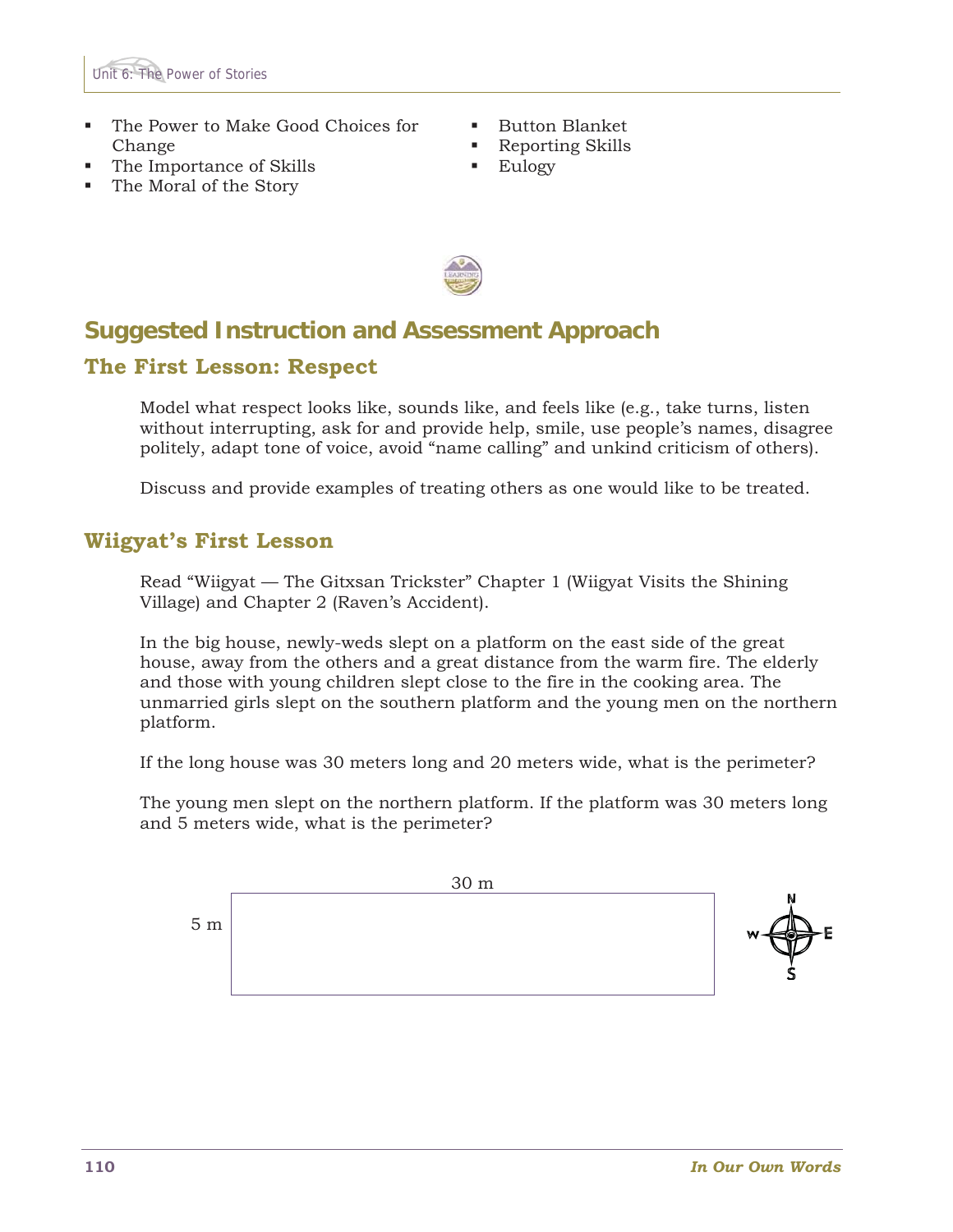- The Power to Make Good Choices for Change
- The Importance of Skills
- The Moral of the Story
- Button Blanket
- Reporting Skills
- Eulogy

## Suggested Instruction and Assessment Approach

### The First Lesson: Respect

Model what respect looks like, sounds like, and feels like (e.g., take turns, listen without interrupting, ask for and provide help, smile, use people's names, disagree politely, adapt tone of voice, avoid "name calling" and unkind criticism of others).

Discuss and provide examples of treating others as one would like to be treated.

### Wiigyat's First Lesson

Read "Wiigyat — The Gitxsan Trickster" Chapter 1 (Wiigyat Visits the Shining Village) and Chapter 2 (Raven's Accident).

In the big house, newly-weds slept on a platform on the east side of the great house, away from the others and a great distance from the warm fire. The elderly and those with young children slept close to the fire in the cooking area. The unmarried girls slept on the southern platform and the young men on the northern platform.

If the long house was 30 meters long and 20 meters wide, what is the perimeter?

The young men slept on the northern platform. If the platform was 30 meters long and 5 meters wide, what is the perimeter?

30 m

5 m

N W E S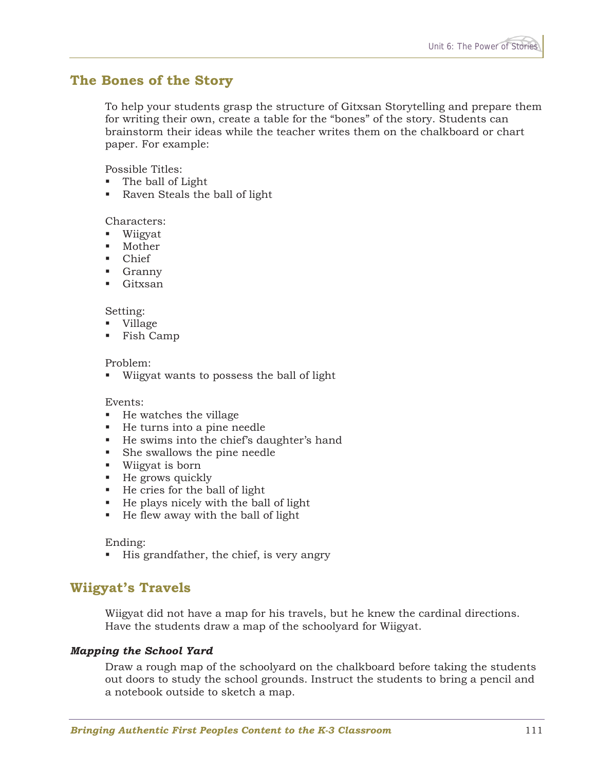## The Bones of the Story

To help your students grasp the structure of Gitxsan Storytelling and prepare them for writing their own, create a table for the "bones" of the story. Students can brainstorm their ideas while the teacher writes them on the chalkboard or chart paper. For example:

Possible Titles:

- The ball of Light
- Raven Steals the ball of light

Characters:

- Wiigyat
- Mother
- Chief
- Granny
- Gitxsan

Setting:

- Village
- Fish Camp

Problem:

- Wiigyat wants to possess the ball of light

Events:

- He watches the village
- He turns into a pine needle
- He swims into the chief's daughter's hand
- She swallows the pine needle
- Wiigyat is born
- He grows quickly
- He cries for the ball of light
- He plays nicely with the ball of light
- He flew away with the ball of light

Ending:

- His grandfather, the chief, is very angry

## Wiigyat's Travels

Wiigyat did not have a map for his travels, but he knew the cardinal directions. Have the students draw a map of the schoolyard for Wiigyat.

### *Mapping the School Yard*

Draw a rough map of the schoolyard on the chalkboard before taking the students out doors to study the school grounds. Instruct the students to bring a pencil and a notebook outside to sketch a map.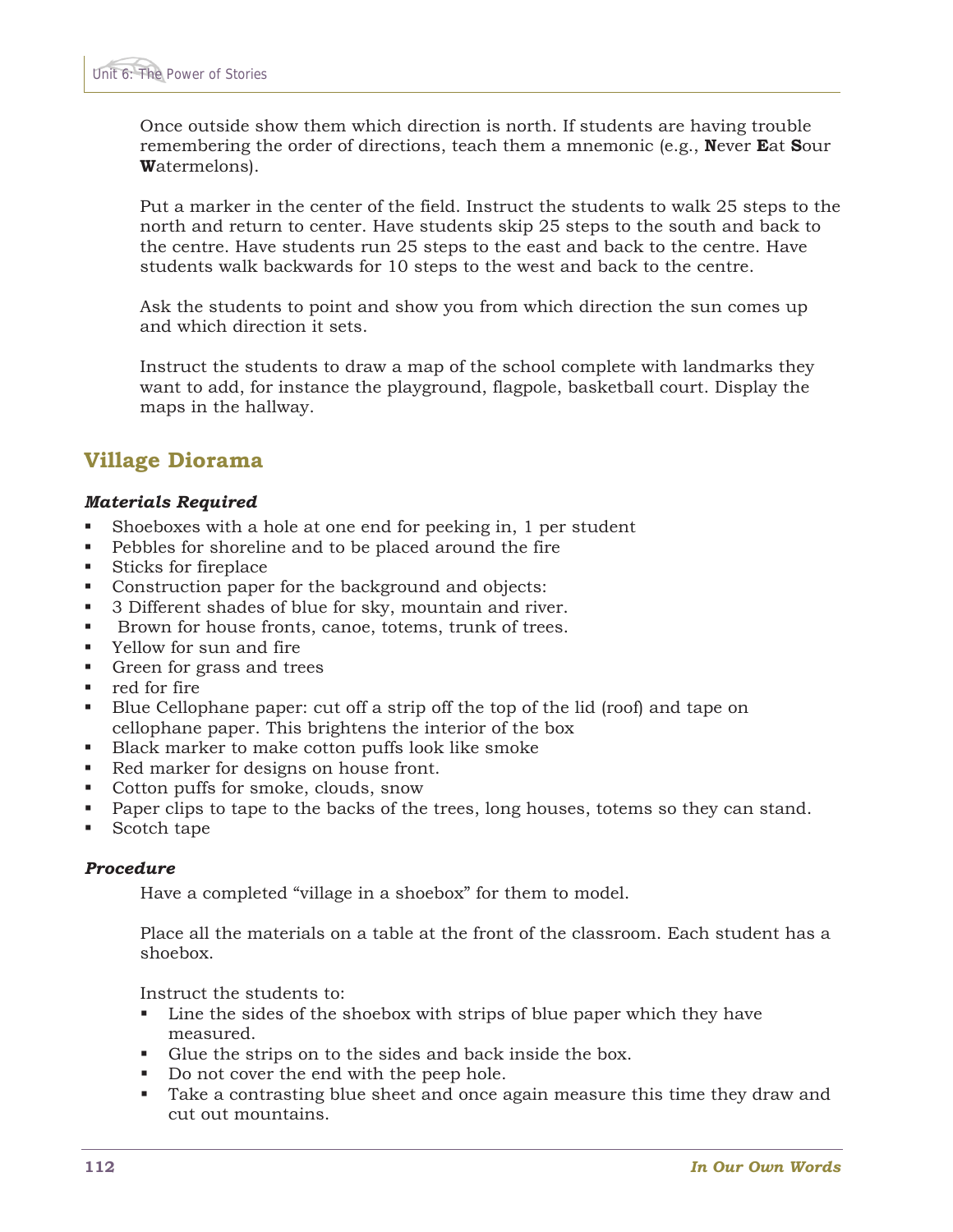Once outside show them which direction is north. If students are having trouble remembering the order of directions, teach them a mnemonic (e.g., **N**ever **E**at **S**our **W**atermelons).

Put a marker in the center of the field. Instruct the students to walk 25 steps to the north and return to center. Have students skip 25 steps to the south and back to the centre. Have students run 25 steps to the east and back to the centre. Have students walk backwards for 10 steps to the west and back to the centre.

Ask the students to point and show you from which direction the sun comes up and which direction it sets.

Instruct the students to draw a map of the school complete with landmarks they want to add, for instance the playground, flagpole, basketball court. Display the maps in the hallway.

## Village Diorama

### *Materials Required*

- Shoeboxes with a hole at one end for peeking in, 1 per student
- Pebbles for shoreline and to be placed around the fire
- Sticks for fireplace
- Construction paper for the background and objects:
- 3 Different shades of blue for sky, mountain and river.
- Brown for house fronts, canoe, totems, trunk of trees.
- Yellow for sun and fire
- Green for grass and trees
- red for fire
- Blue Cellophane paper: cut off a strip off the top of the lid (roof) and tape on cellophane paper. This brightens the interior of the box
- Black marker to make cotton puffs look like smoke
- Red marker for designs on house front.
- Cotton puffs for smoke, clouds, snow
- Paper clips to tape to the backs of the trees, long houses, totems so they can stand.
- Scotch tape

### *Procedure*

Have a completed "village in a shoebox" for them to model.

Place all the materials on a table at the front of the classroom. Each student has a shoebox.

Instruct the students to:

- Line the sides of the shoebox with strips of blue paper which they have measured.
- Glue the strips on to the sides and back inside the box.
- Do not cover the end with the peep hole.
- Take a contrasting blue sheet and once again measure this time they draw and cut out mountains.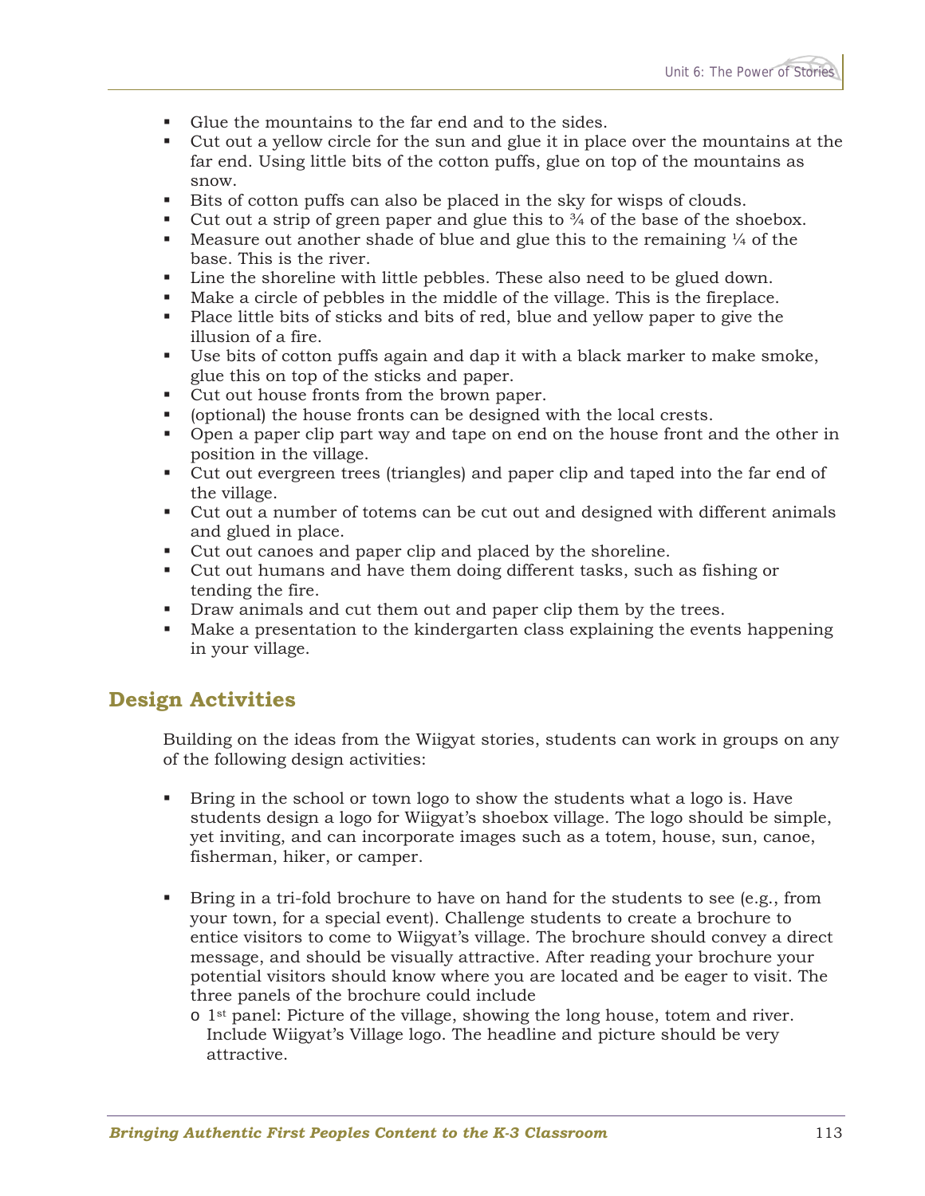- Glue the mountains to the far end and to the sides.
- Cut out a yellow circle for the sun and glue it in place over the mountains at the far end. Using little bits of the cotton puffs, glue on top of the mountains as snow.
- Bits of cotton puffs can also be placed in the sky for wisps of clouds.
- Cut out a strip of green paper and glue this to ¾ of the base of the shoebox.
- Measure out another shade of blue and glue this to the remaining ¼ of the base. This is the river.
- Line the shoreline with little pebbles. These also need to be glued down.
- Make a circle of pebbles in the middle of the village. This is the fireplace.
- Place little bits of sticks and bits of red, blue and yellow paper to give the illusion of a fire.
- Use bits of cotton puffs again and dap it with a black marker to make smoke, glue this on top of the sticks and paper.
- Cut out house fronts from the brown paper.
- (optional) the house fronts can be designed with the local crests.
- Open a paper clip part way and tape on end on the house front and the other in position in the village.
- Cut out evergreen trees (triangles) and paper clip and taped into the far end of the village.
- Cut out a number of totems can be cut out and designed with different animals and glued in place.
- Cut out canoes and paper clip and placed by the shoreline.
- Cut out humans and have them doing different tasks, such as fishing or tending the fire.
- Draw animals and cut them out and paper clip them by the trees.
- Make a presentation to the kindergarten class explaining the events happening in your village.

## Design Activities

Building on the ideas from the Wiigyat stories, students can work in groups on any of the following design activities:

- Bring in the school or town logo to show the students what a logo is. Have students design a logo for Wiigyat's shoebox village. The logo should be simple, yet inviting, and can incorporate images such as a totem, house, sun, canoe, fisherman, hiker, or camper.

- Bring in a tri-fold brochure to have on hand for the students to see (e.g., from your town, for a special event). Challenge students to create a brochure to entice visitors to come to Wiigyat's village. The brochure should convey a direct message, and should be visually attractive. After reading your brochure your potential visitors should know where you are located and be eager to visit. The three panels of the brochure could include
  - 1st panel: Picture of the village, showing the long house, totem and river. Include Wiigyat's Village logo. The headline and picture should be very attractive.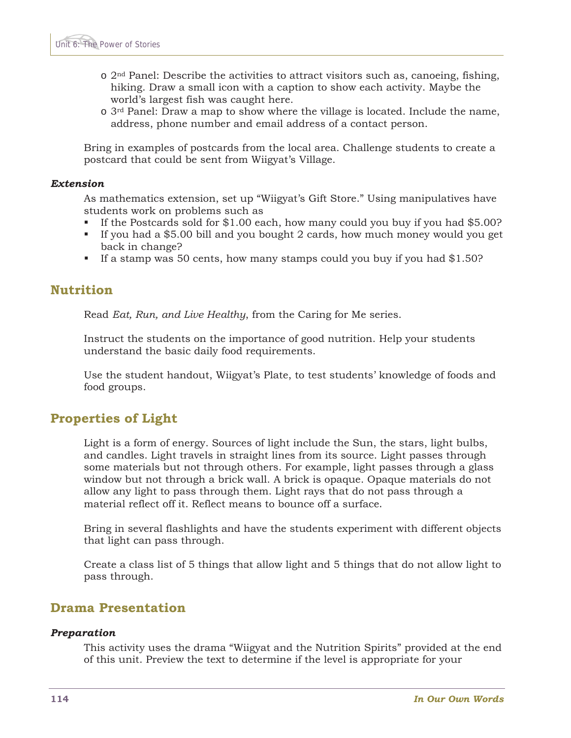- 2nd Panel: Describe the activities to attract visitors such as, canoeing, fishing, hiking. Draw a small icon with a caption to show each activity. Maybe the world's largest fish was caught here.
- 3rd Panel: Draw a map to show where the village is located. Include the name, address, phone number and email address of a contact person.

Bring in examples of postcards from the local area. Challenge students to create a postcard that could be sent from Wiigyat's Village.

### *Extension*

As mathematics extension, set up "Wiigyat's Gift Store." Using manipulatives have students work on problems such as

- If the Postcards sold for $1.00 each, how many could you buy if you had $5.00?
- If you had a $5.00 bill and you bought 2 cards, how much money would you get back in change?
- If a stamp was 50 cents, how many stamps could you buy if you had $1.50?

## Nutrition

Read *Eat, Run, and Live Healthy*, from the Caring for Me series.

Instruct the students on the importance of good nutrition. Help your students understand the basic daily food requirements.

Use the student handout, Wiigyat's Plate, to test students' knowledge of foods and food groups.

## Properties of Light

Light is a form of energy. Sources of light include the Sun, the stars, light bulbs, and candles. Light travels in straight lines from its source. Light passes through some materials but not through others. For example, light passes through a glass window but not through a brick wall. A brick is opaque. Opaque materials do not allow any light to pass through them. Light rays that do not pass through a material reflect off it. Reflect means to bounce off a surface.

Bring in several flashlights and have the students experiment with different objects that light can pass through.

Create a class list of 5 things that allow light and 5 things that do not allow light to pass through.

## Drama Presentation

### *Preparation*

This activity uses the drama "Wiigyat and the Nutrition Spirits" provided at the end of this unit. Preview the text to determine if the level is appropriate for your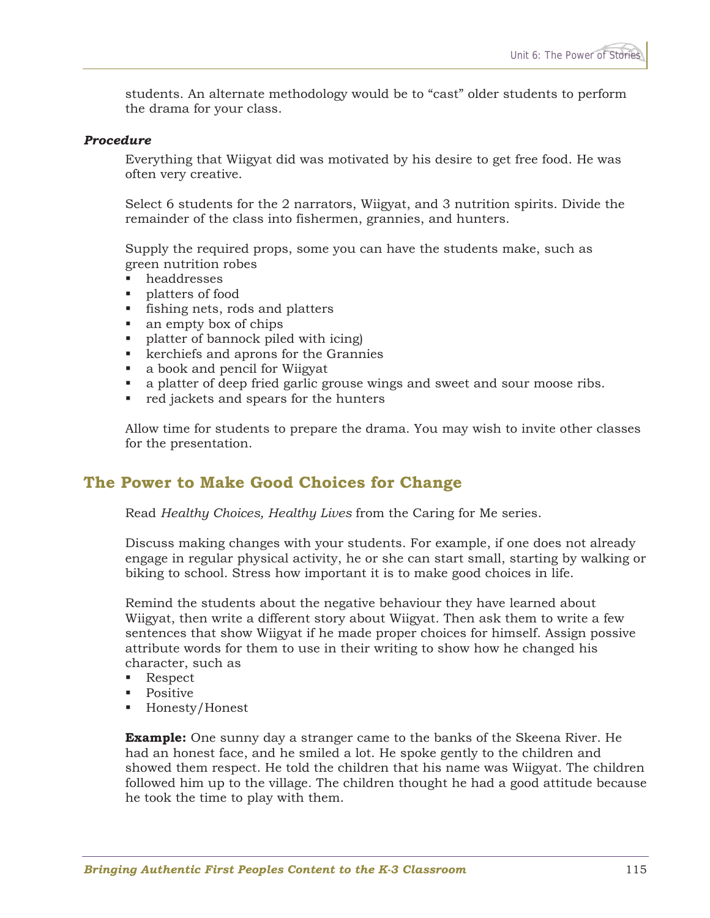students. An alternate methodology would be to "cast" older students to perform the drama for your class.

***Procedure***

Everything that Wiigyat did was motivated by his desire to get free food. He was often very creative.

Select 6 students for the 2 narrators, Wiigyat, and 3 nutrition spirits. Divide the remainder of the class into fishermen, grannies, and hunters.

Supply the required props, some you can have the students make, such as green nutrition robes

- headdresses
- platters of food
- fishing nets, rods and platters
- an empty box of chips
- platter of bannock piled with icing)
- kerchiefs and aprons for the Grannies
- a book and pencil for Wiigyat
- a platter of deep fried garlic grouse wings and sweet and sour moose ribs.
- red jackets and spears for the hunters

Allow time for students to prepare the drama. You may wish to invite other classes for the presentation.

## The Power to Make Good Choices for Change

Read *Healthy Choices, Healthy Lives* from the Caring for Me series.

Discuss making changes with your students. For example, if one does not already engage in regular physical activity, he or she can start small, starting by walking or biking to school. Stress how important it is to make good choices in life.

Remind the students about the negative behaviour they have learned about Wiigyat, then write a different story about Wiigyat. Then ask them to write a few sentences that show Wiigyat if he made proper choices for himself. Assign possive attribute words for them to use in their writing to show how he changed his character, such as

- Respect
- Positive
- Honesty/Honest

**Example:** One sunny day a stranger came to the banks of the Skeena River. He had an honest face, and he smiled a lot. He spoke gently to the children and showed them respect. He told the children that his name was Wiigyat. The children followed him up to the village. The children thought he had a good attitude because he took the time to play with them.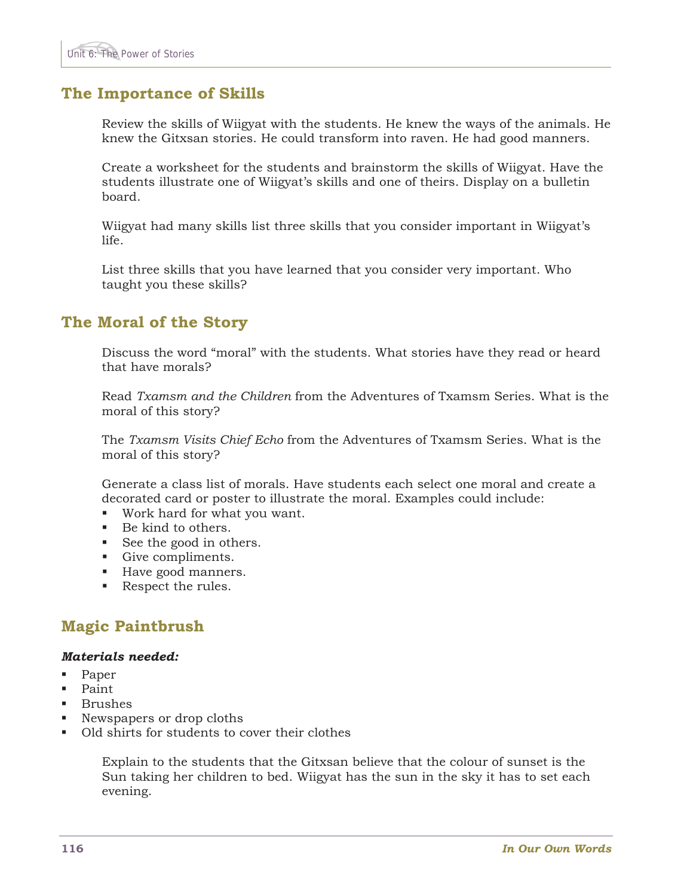## The Importance of Skills

Review the skills of Wiigyat with the students. He knew the ways of the animals. He knew the Gitxsan stories. He could transform into raven. He had good manners.

Create a worksheet for the students and brainstorm the skills of Wiigyat. Have the students illustrate one of Wiigyat's skills and one of theirs. Display on a bulletin board.

Wiigyat had many skills list three skills that you consider important in Wiigyat's life.

List three skills that you have learned that you consider very important. Who taught you these skills?

## The Moral of the Story

Discuss the word "moral" with the students. What stories have they read or heard that have morals?

Read *Txamsm and the Children* from the Adventures of Txamsm Series. What is the moral of this story?

The *Txamsm Visits Chief Echo* from the Adventures of Txamsm Series. What is the moral of this story?

Generate a class list of morals. Have students each select one moral and create a decorated card or poster to illustrate the moral. Examples could include:

- Work hard for what you want.
- Be kind to others.
- See the good in others.
- Give compliments.
- Have good manners.
- Respect the rules.

## Magic Paintbrush

***Materials needed:***

- Paper
- Paint
- Brushes
- Newspapers or drop cloths
- Old shirts for students to cover their clothes

Explain to the students that the Gitxsan believe that the colour of sunset is the Sun taking her children to bed. Wiigyat has the sun in the sky it has to set each evening.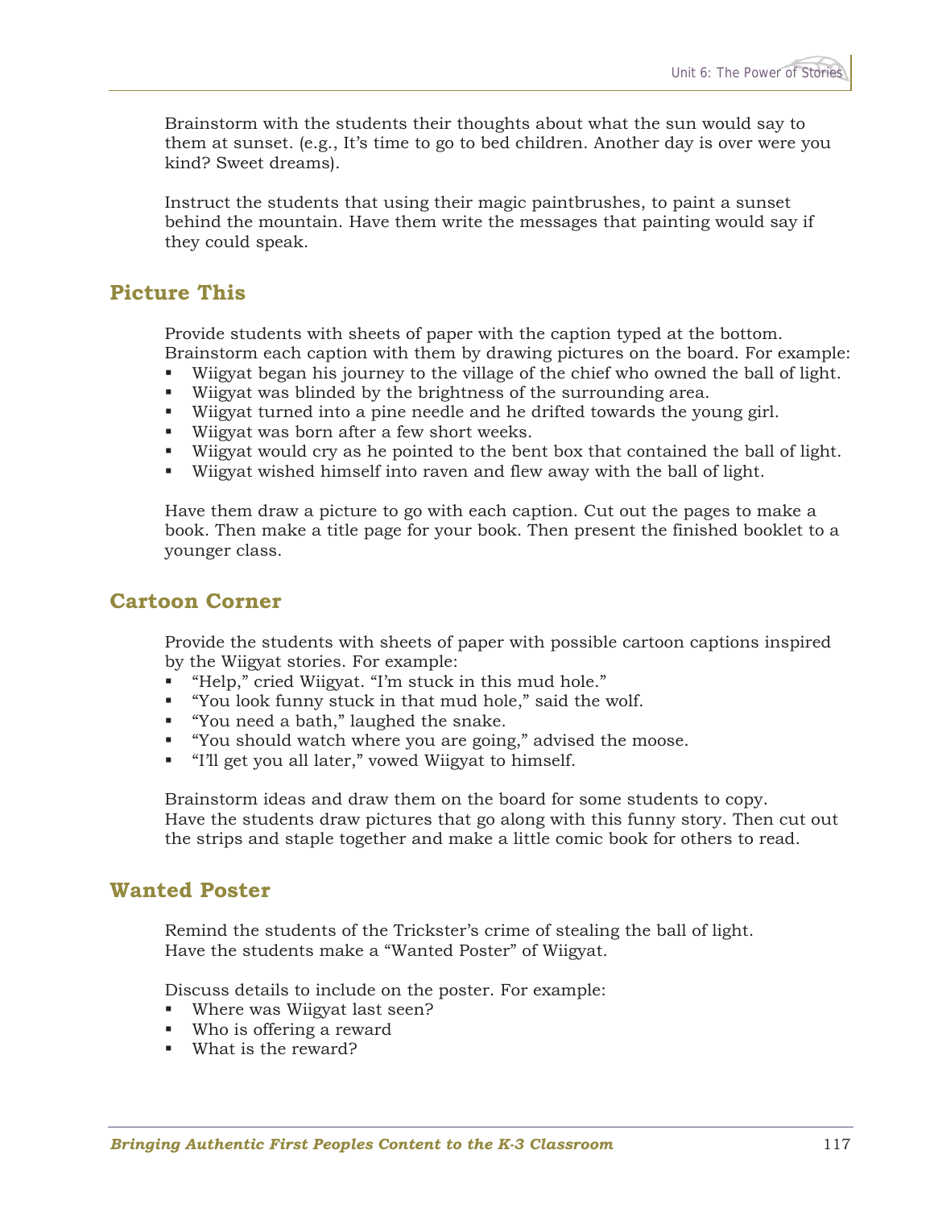Brainstorm with the students their thoughts about what the sun would say to them at sunset. (e.g., It's time to go to bed children. Another day is over were you kind? Sweet dreams).

Instruct the students that using their magic paintbrushes, to paint a sunset behind the mountain. Have them write the messages that painting would say if they could speak.

## Picture This

Provide students with sheets of paper with the caption typed at the bottom. Brainstorm each caption with them by drawing pictures on the board. For example:

- Wiigyat began his journey to the village of the chief who owned the ball of light.
- Wiigyat was blinded by the brightness of the surrounding area.
- Wiigyat turned into a pine needle and he drifted towards the young girl.
- Wiigyat was born after a few short weeks.
- Wiigyat would cry as he pointed to the bent box that contained the ball of light.
- Wiigyat wished himself into raven and flew away with the ball of light.

Have them draw a picture to go with each caption. Cut out the pages to make a book. Then make a title page for your book. Then present the finished booklet to a younger class.

## Cartoon Corner

Provide the students with sheets of paper with possible cartoon captions inspired by the Wiigyat stories. For example:

- "Help," cried Wiigyat. "I'm stuck in this mud hole."
- "You look funny stuck in that mud hole," said the wolf.
- "You need a bath," laughed the snake.
- "You should watch where you are going," advised the moose.
- "I'll get you all later," vowed Wiigyat to himself.

Brainstorm ideas and draw them on the board for some students to copy. Have the students draw pictures that go along with this funny story. Then cut out the strips and staple together and make a little comic book for others to read.

## Wanted Poster

Remind the students of the Trickster's crime of stealing the ball of light. Have the students make a "Wanted Poster" of Wiigyat.

Discuss details to include on the poster. For example:

- Where was Wiigyat last seen?
- Who is offering a reward
- What is the reward?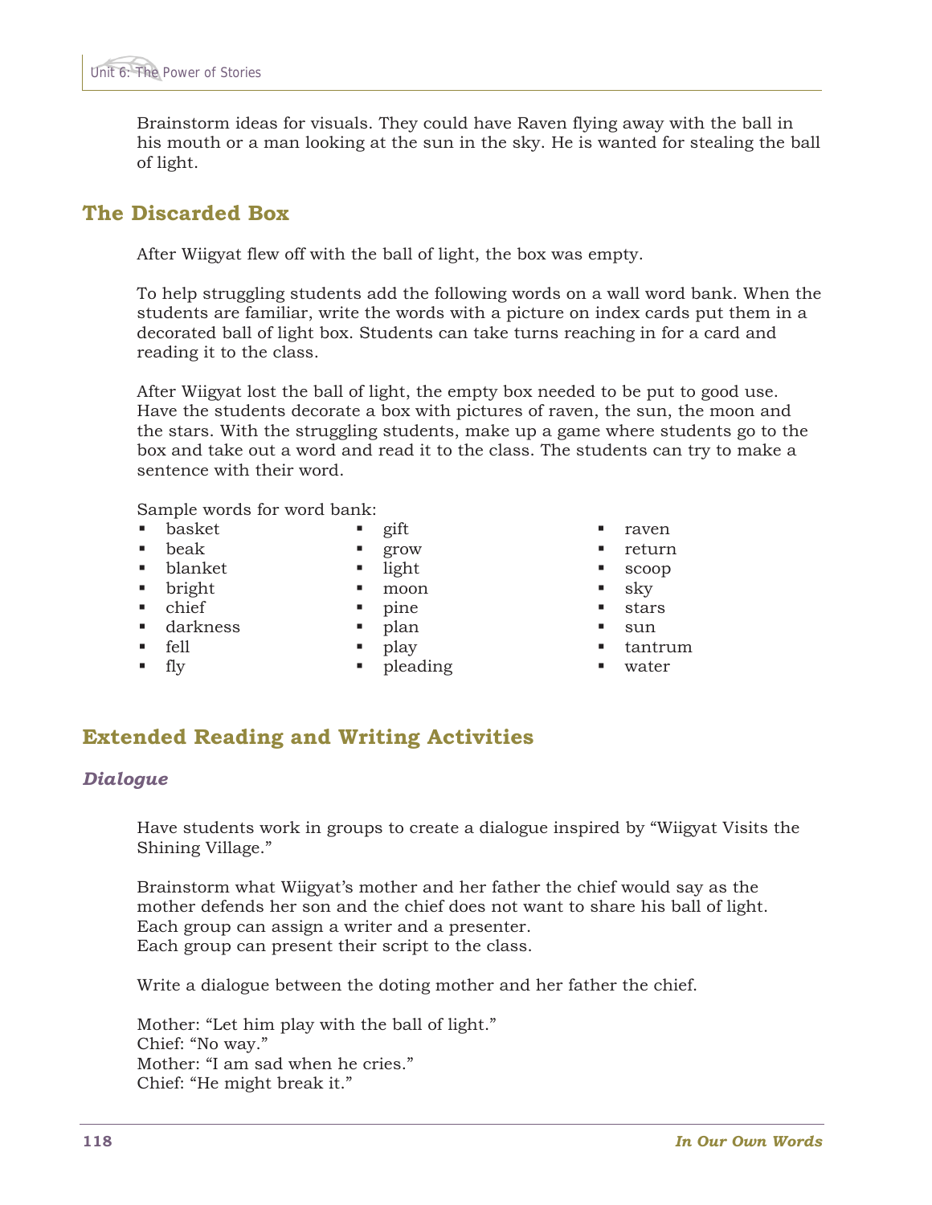Brainstorm ideas for visuals. They could have Raven flying away with the ball in his mouth or a man looking at the sun in the sky. He is wanted for stealing the ball of light.

## The Discarded Box

After Wiigyat flew off with the ball of light, the box was empty.

To help struggling students add the following words on a wall word bank. When the students are familiar, write the words with a picture on index cards put them in a decorated ball of light box. Students can take turns reaching in for a card and reading it to the class.

After Wiigyat lost the ball of light, the empty box needed to be put to good use. Have the students decorate a box with pictures of raven, the sun, the moon and the stars. With the struggling students, make up a game where students go to the box and take out a word and read it to the class. The students can try to make a sentence with their word.

Sample words for word bank:

- basket
- beak
- blanket
- bright
- chief
- darkness
- fell
- fly
- gift
- grow
- light
- moon
- pine
- plan
- play
- pleading
- raven
- return
- scoop
- sky
- stars
- sun
- tantrum
- water

## Extended Reading and Writing Activities

### *Dialogue*

Have students work in groups to create a dialogue inspired by "Wiigyat Visits the Shining Village."

Brainstorm what Wiigyat's mother and her father the chief would say as the mother defends her son and the chief does not want to share his ball of light.
Each group can assign a writer and a presenter.
Each group can present their script to the class.

Write a dialogue between the doting mother and her father the chief.

Mother: "Let him play with the ball of light."
Chief: "No way."
Mother: "I am sad when he cries."
Chief: "He might break it."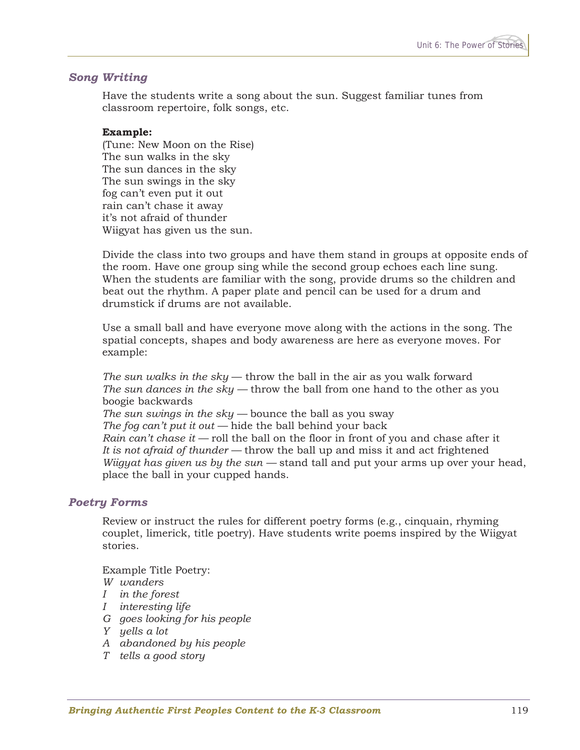### *Song Writing*

Have the students write a song about the sun. Suggest familiar tunes from classroom repertoire, folk songs, etc.

**Example:**
(Tune: New Moon on the Rise)
The sun walks in the sky
The sun dances in the sky
The sun swings in the sky
fog can't even put it out
rain can't chase it away
it's not afraid of thunder
Wiigyat has given us the sun.

Divide the class into two groups and have them stand in groups at opposite ends of the room. Have one group sing while the second group echoes each line sung. When the students are familiar with the song, provide drums so the children and beat out the rhythm. A paper plate and pencil can be used for a drum and drumstick if drums are not available.

Use a small ball and have everyone move along with the actions in the song. The spatial concepts, shapes and body awareness are here as everyone moves. For example:

*The sun walks in the sky* — throw the ball in the air as you walk forward
*The sun dances in the sky* — throw the ball from one hand to the other as you boogie backwards
*The sun swings in the sky* — bounce the ball as you sway
*The fog can't put it out* — hide the ball behind your back
*Rain can't chase it* — roll the ball on the floor in front of you and chase after it
*It is not afraid of thunder* — throw the ball up and miss it and act frightened
*Wiigyat has given us by the sun* — stand tall and put your arms up over your head, place the ball in your cupped hands.

### *Poetry Forms*

Review or instruct the rules for different poetry forms (e.g., cinquain, rhyming couplet, limerick, title poetry). Have students write poems inspired by the Wiigyat stories.

Example Title Poetry:
*W wanders*
*I in the forest*
*I interesting life*
*G goes looking for his people*
*Y yells a lot*
*A abandoned by his people*
*T tells a good story*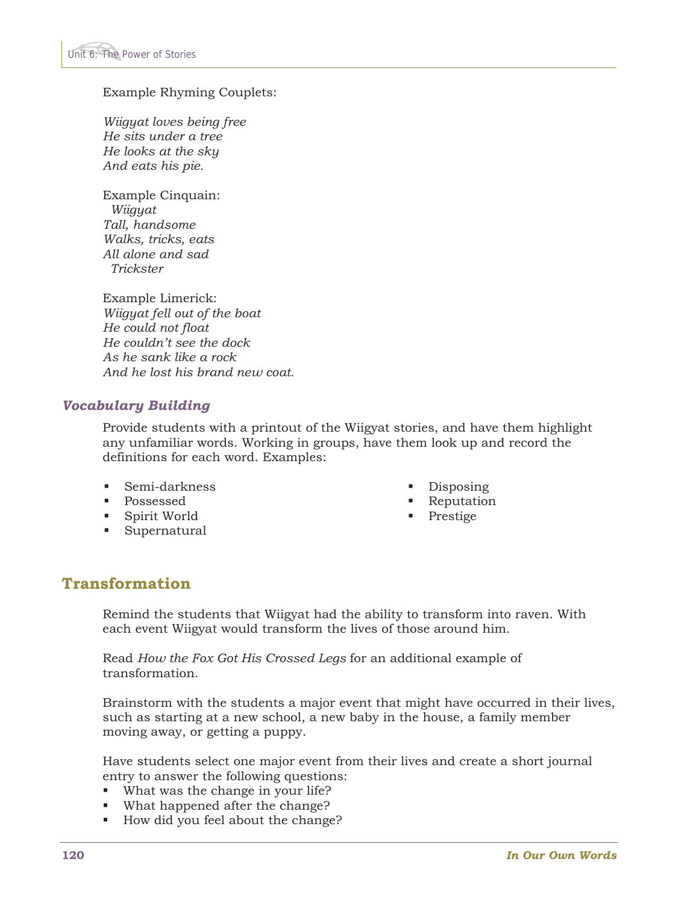Example Rhyming Couplets:

*Wiigyat loves being free*
*He sits under a tree*
*He looks at the sky*
*And eats his pie.*

Example Cinquain:
*Wiigyat*
*Tall, handsome*
*Walks, tricks, eats*
*All alone and sad*
*Trickster*

Example Limerick:
*Wiigyat fell out of the boat*
*He could not float*
*He couldn't see the dock*
*As he sank like a rock*
*And he lost his brand new coat.*

### *Vocabulary Building*

Provide students with a printout of the Wiigyat stories, and have them highlight any unfamiliar words. Working in groups, have them look up and record the definitions for each word. Examples:

- Semi-darkness
- Possessed
- Spirit World
- Supernatural
- Disposing
- Reputation
- Prestige

## Transformation

Remind the students that Wiigyat had the ability to transform into raven. With each event Wiigyat would transform the lives of those around him.

Read *How the Fox Got His Crossed Legs* for an additional example of transformation.

Brainstorm with the students a major event that might have occurred in their lives, such as starting at a new school, a new baby in the house, a family member moving away, or getting a puppy.

Have students select one major event from their lives and create a short journal entry to answer the following questions:

- What was the change in your life?
- What happened after the change?
- How did you feel about the change?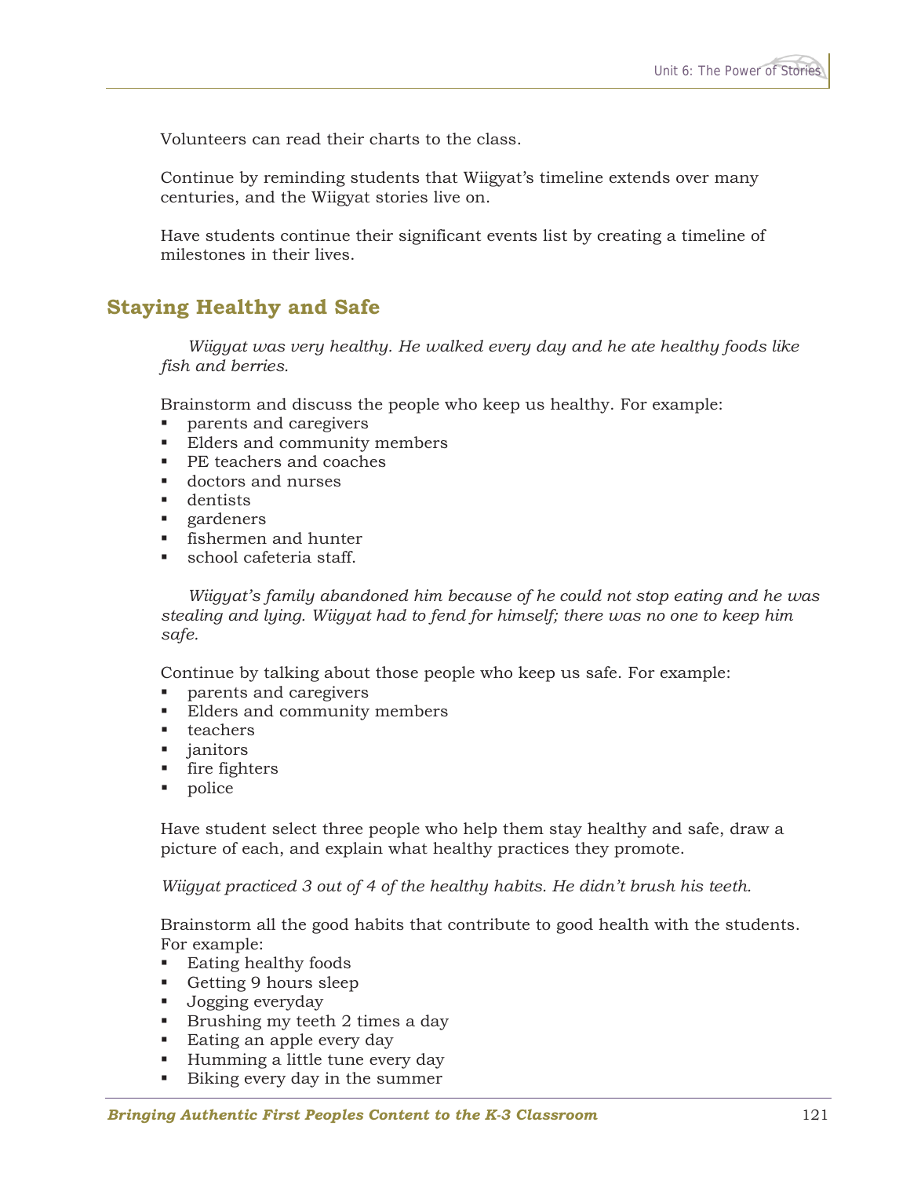Volunteers can read their charts to the class.

Continue by reminding students that Wiigyat's timeline extends over many centuries, and the Wiigyat stories live on.

Have students continue their significant events list by creating a timeline of milestones in their lives.

## Staying Healthy and Safe

*Wiigyat was very healthy. He walked every day and he ate healthy foods like fish and berries.*

Brainstorm and discuss the people who keep us healthy. For example:

- parents and caregivers
- Elders and community members
- PE teachers and coaches
- doctors and nurses
- dentists
- gardeners
- fishermen and hunter
- school cafeteria staff.

*Wiigyat's family abandoned him because of he could not stop eating and he was stealing and lying. Wiigyat had to fend for himself; there was no one to keep him safe.*

Continue by talking about those people who keep us safe. For example:

- parents and caregivers
- Elders and community members
- teachers
- janitors
- fire fighters
- police

Have student select three people who help them stay healthy and safe, draw a picture of each, and explain what healthy practices they promote.

*Wiigyat practiced 3 out of 4 of the healthy habits. He didn't brush his teeth.*

Brainstorm all the good habits that contribute to good health with the students. For example:

- Eating healthy foods
- Getting 9 hours sleep
- Jogging everyday
- Brushing my teeth 2 times a day
- Eating an apple every day
- Humming a little tune every day
- Biking every day in the summer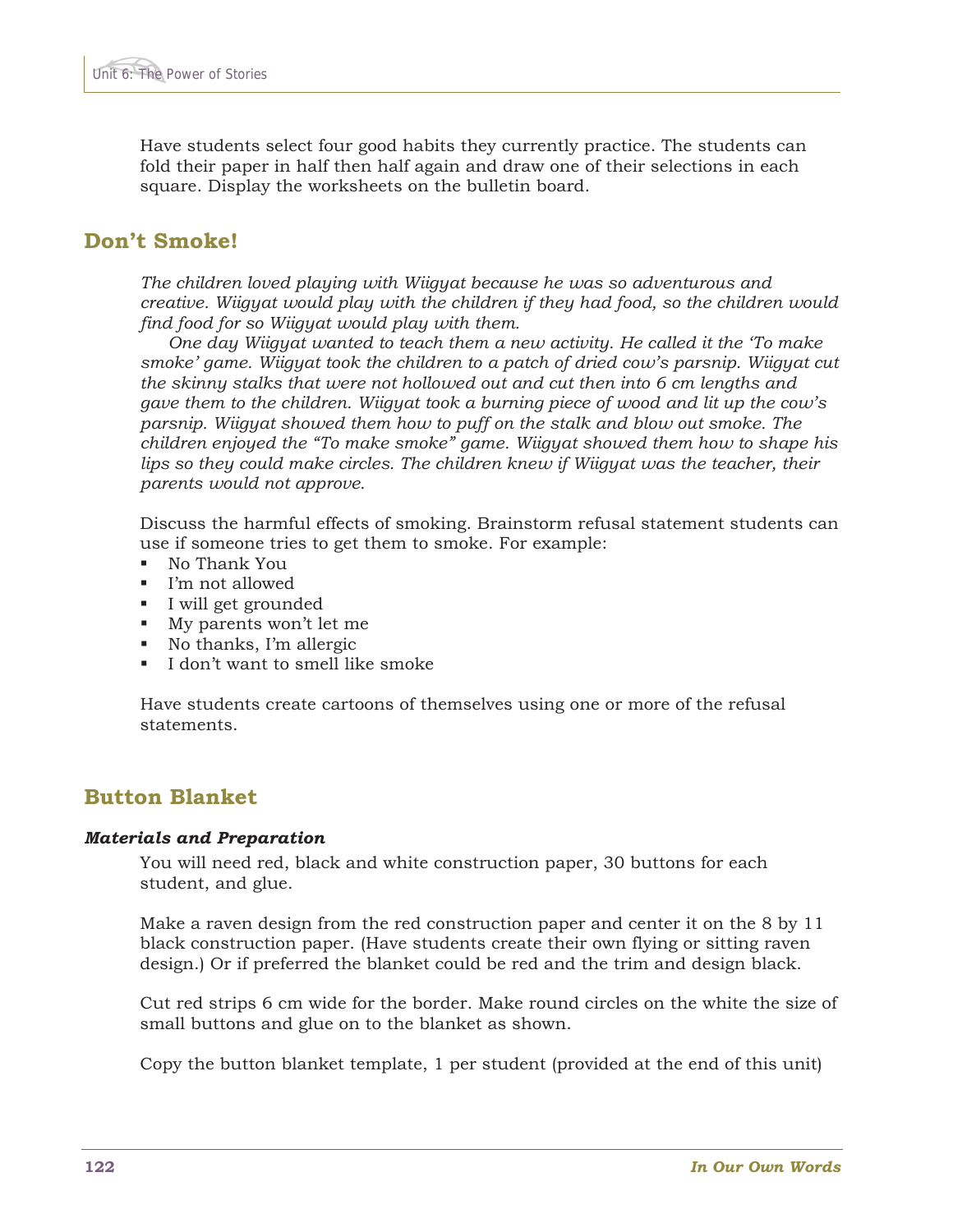Have students select four good habits they currently practice. The students can fold their paper in half then half again and draw one of their selections in each square. Display the worksheets on the bulletin board.

## Don't Smoke!

*The children loved playing with Wiigyat because he was so adventurous and creative. Wiigyat would play with the children if they had food, so the children would find food for so Wiigyat would play with them.*

*One day Wiigyat wanted to teach them a new activity. He called it the 'To make smoke' game. Wiigyat took the children to a patch of dried cow's parsnip. Wiigyat cut the skinny stalks that were not hollowed out and cut then into 6 cm lengths and gave them to the children. Wiigyat took a burning piece of wood and lit up the cow's parsnip. Wiigyat showed them how to puff on the stalk and blow out smoke. The children enjoyed the "To make smoke" game. Wiigyat showed them how to shape his lips so they could make circles. The children knew if Wiigyat was the teacher, their parents would not approve.*

Discuss the harmful effects of smoking. Brainstorm refusal statement students can use if someone tries to get them to smoke. For example:

- No Thank You
- I'm not allowed
- I will get grounded
- My parents won't let me
- No thanks, I'm allergic
- I don't want to smell like smoke

Have students create cartoons of themselves using one or more of the refusal statements.

## Button Blanket

### *Materials and Preparation*

You will need red, black and white construction paper, 30 buttons for each student, and glue.

Make a raven design from the red construction paper and center it on the 8 by 11 black construction paper. (Have students create their own flying or sitting raven design.) Or if preferred the blanket could be red and the trim and design black.

Cut red strips 6 cm wide for the border. Make round circles on the white the size of small buttons and glue on to the blanket as shown.

Copy the button blanket template, 1 per student (provided at the end of this unit)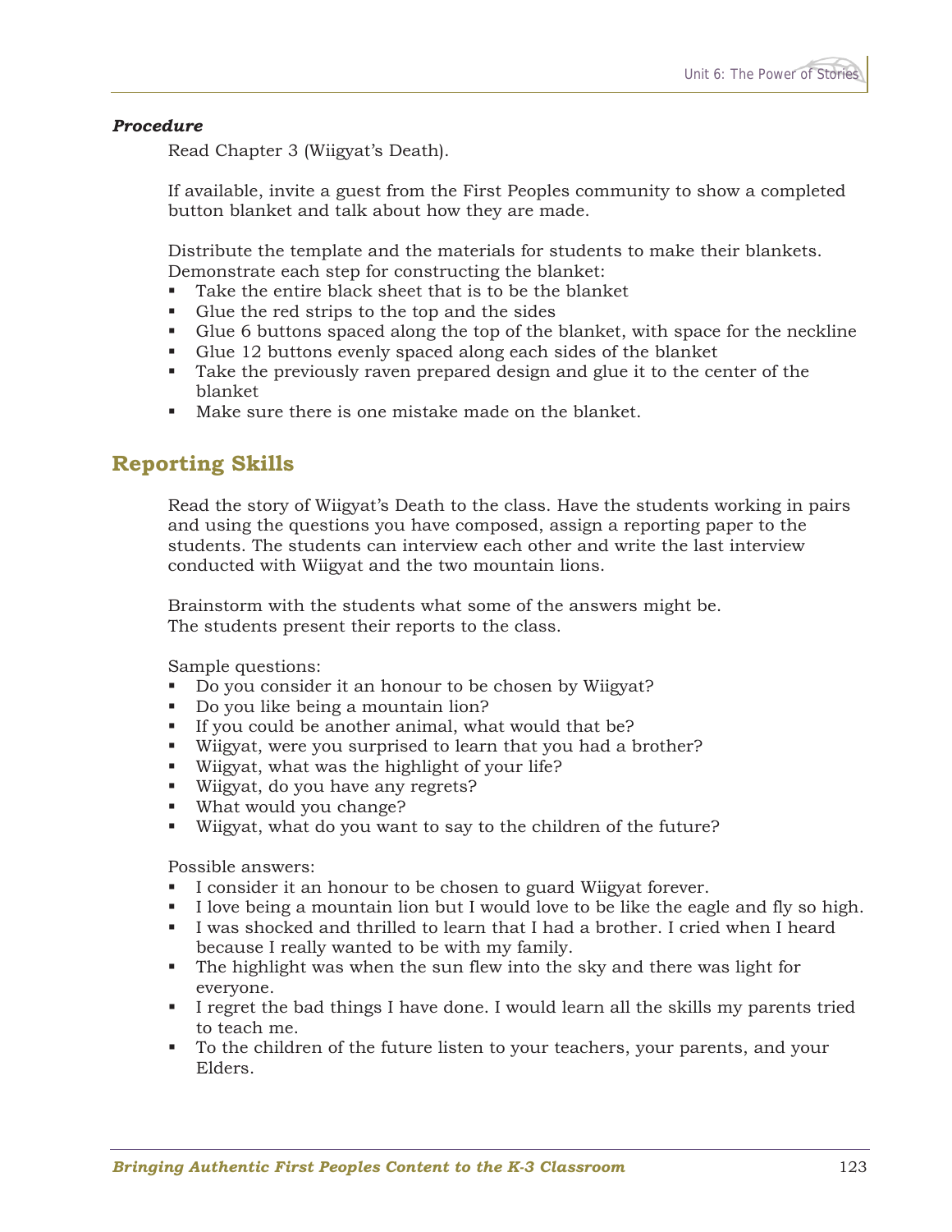***Procedure***

Read Chapter 3 (Wiigyat's Death).

If available, invite a guest from the First Peoples community to show a completed button blanket and talk about how they are made.

Distribute the template and the materials for students to make their blankets. Demonstrate each step for constructing the blanket:

- Take the entire black sheet that is to be the blanket
- Glue the red strips to the top and the sides
- Glue 6 buttons spaced along the top of the blanket, with space for the neckline
- Glue 12 buttons evenly spaced along each sides of the blanket
- Take the previously raven prepared design and glue it to the center of the blanket
- Make sure there is one mistake made on the blanket.

## Reporting Skills

Read the story of Wiigyat's Death to the class. Have the students working in pairs and using the questions you have composed, assign a reporting paper to the students. The students can interview each other and write the last interview conducted with Wiigyat and the two mountain lions.

Brainstorm with the students what some of the answers might be.
The students present their reports to the class.

Sample questions:

- Do you consider it an honour to be chosen by Wiigyat?
- Do you like being a mountain lion?
- If you could be another animal, what would that be?
- Wiigyat, were you surprised to learn that you had a brother?
- Wiigyat, what was the highlight of your life?
- Wiigyat, do you have any regrets?
- What would you change?
- Wiigyat, what do you want to say to the children of the future?

Possible answers:

- I consider it an honour to be chosen to guard Wiigyat forever.
- I love being a mountain lion but I would love to be like the eagle and fly so high.
- I was shocked and thrilled to learn that I had a brother. I cried when I heard because I really wanted to be with my family.
- The highlight was when the sun flew into the sky and there was light for everyone.
- I regret the bad things I have done. I would learn all the skills my parents tried to teach me.
- To the children of the future listen to your teachers, your parents, and your Elders.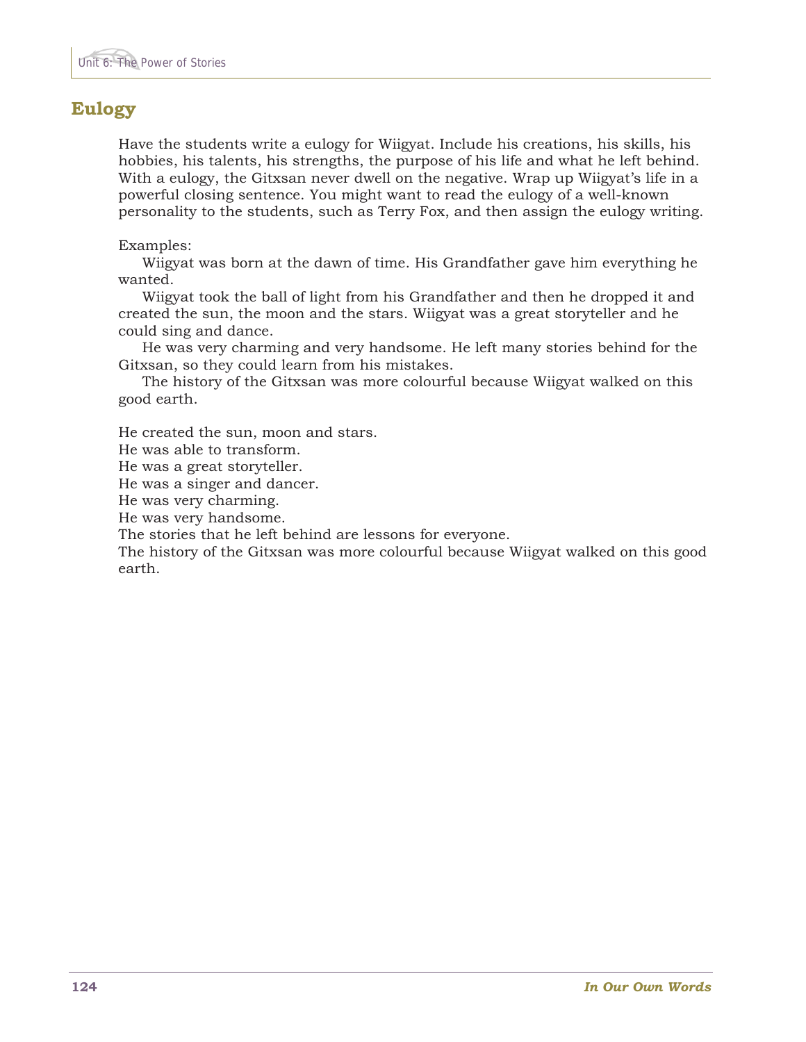## Eulogy

Have the students write a eulogy for Wiigyat. Include his creations, his skills, his hobbies, his talents, his strengths, the purpose of his life and what he left behind. With a eulogy, the Gitxsan never dwell on the negative. Wrap up Wiigyat's life in a powerful closing sentence. You might want to read the eulogy of a well-known personality to the students, such as Terry Fox, and then assign the eulogy writing.

Examples:

Wiigyat was born at the dawn of time. His Grandfather gave him everything he wanted.

Wiigyat took the ball of light from his Grandfather and then he dropped it and created the sun, the moon and the stars. Wiigyat was a great storyteller and he could sing and dance.

He was very charming and very handsome. He left many stories behind for the Gitxsan, so they could learn from his mistakes.

The history of the Gitxsan was more colourful because Wiigyat walked on this good earth.

He created the sun, moon and stars.
He was able to transform.
He was a great storyteller.
He was a singer and dancer.
He was very charming.
He was very handsome.
The stories that he left behind are lessons for everyone.
The history of the Gitxsan was more colourful because Wiigyat walked on this good earth.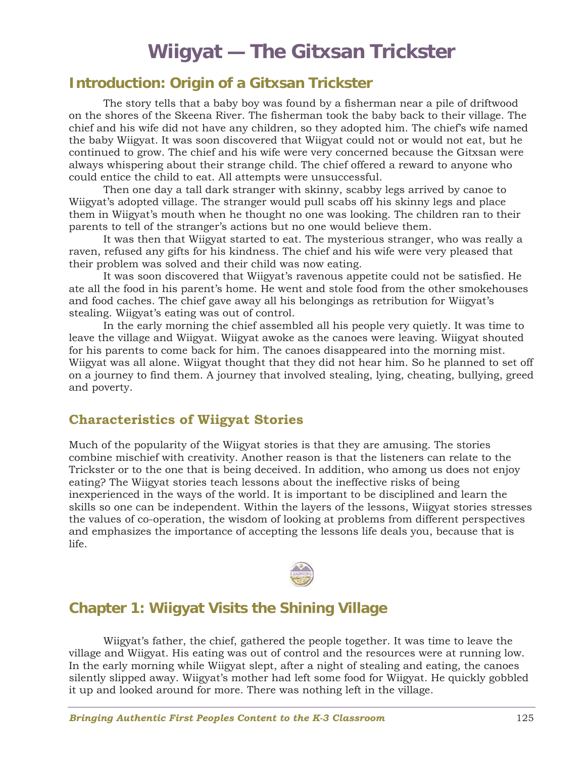# Wiigyat — The Gitxsan Trickster

## Introduction: Origin of a Gitxsan Trickster

The story tells that a baby boy was found by a fisherman near a pile of driftwood on the shores of the Skeena River. The fisherman took the baby back to their village. The chief and his wife did not have any children, so they adopted him. The chief's wife named the baby Wiigyat. It was soon discovered that Wiigyat could not or would not eat, but he continued to grow. The chief and his wife were very concerned because the Gitxsan were always whispering about their strange child. The chief offered a reward to anyone who could entice the child to eat. All attempts were unsuccessful.

Then one day a tall dark stranger with skinny, scabby legs arrived by canoe to Wiigyat's adopted village. The stranger would pull scabs off his skinny legs and place them in Wiigyat's mouth when he thought no one was looking. The children ran to their parents to tell of the stranger's actions but no one would believe them.

It was then that Wiigyat started to eat. The mysterious stranger, who was really a raven, refused any gifts for his kindness. The chief and his wife were very pleased that their problem was solved and their child was now eating.

It was soon discovered that Wiigyat's ravenous appetite could not be satisfied. He ate all the food in his parent's home. He went and stole food from the other smokehouses and food caches. The chief gave away all his belongings as retribution for Wiigyat's stealing. Wiigyat's eating was out of control.

In the early morning the chief assembled all his people very quietly. It was time to leave the village and Wiigyat. Wiigyat awoke as the canoes were leaving. Wiigyat shouted for his parents to come back for him. The canoes disappeared into the morning mist. Wiigyat was all alone. Wiigyat thought that they did not hear him. So he planned to set off on a journey to find them. A journey that involved stealing, lying, cheating, bullying, greed and poverty.

### Characteristics of Wiigyat Stories

Much of the popularity of the Wiigyat stories is that they are amusing. The stories combine mischief with creativity. Another reason is that the listeners can relate to the Trickster or to the one that is being deceived. In addition, who among us does not enjoy eating? The Wiigyat stories teach lessons about the ineffective risks of being inexperienced in the ways of the world. It is important to be disciplined and learn the skills so one can be independent. Within the layers of the lessons, Wiigyat stories stresses the values of co-operation, the wisdom of looking at problems from different perspectives and emphasizes the importance of accepting the lessons life deals you, because that is life.

## Chapter 1: Wiigyat Visits the Shining Village

Wiigyat's father, the chief, gathered the people together. It was time to leave the village and Wiigyat. His eating was out of control and the resources were at running low. In the early morning while Wiigyat slept, after a night of stealing and eating, the canoes silently slipped away. Wiigyat's mother had left some food for Wiigyat. He quickly gobbled it up and looked around for more. There was nothing left in the village.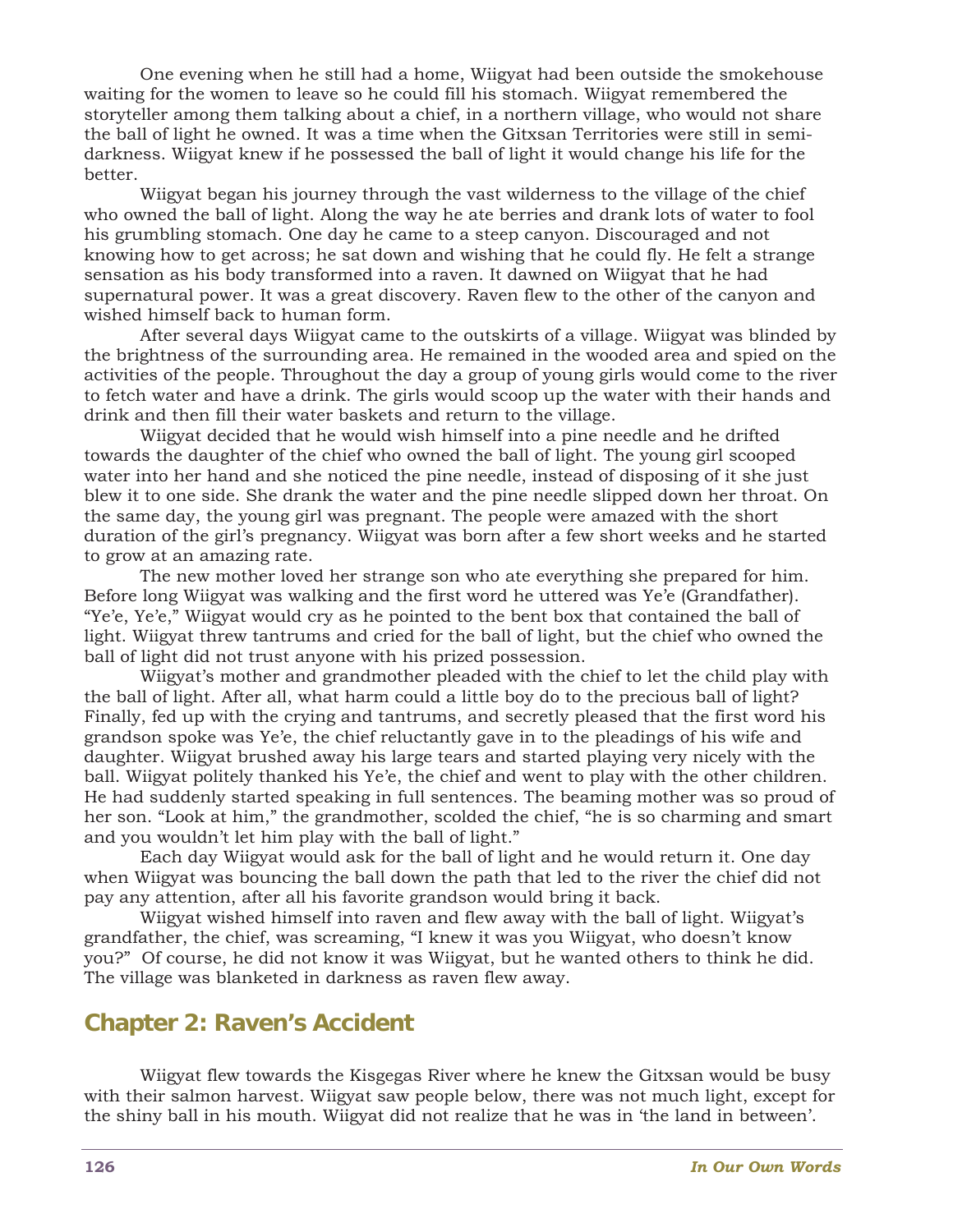One evening when he still had a home, Wiigyat had been outside the smokehouse waiting for the women to leave so he could fill his stomach. Wiigyat remembered the storyteller among them talking about a chief, in a northern village, who would not share the ball of light he owned. It was a time when the Gitxsan Territories were still in semi-darkness. Wiigyat knew if he possessed the ball of light it would change his life for the better.

Wiigyat began his journey through the vast wilderness to the village of the chief who owned the ball of light. Along the way he ate berries and drank lots of water to fool his grumbling stomach. One day he came to a steep canyon. Discouraged and not knowing how to get across; he sat down and wishing that he could fly. He felt a strange sensation as his body transformed into a raven. It dawned on Wiigyat that he had supernatural power. It was a great discovery. Raven flew to the other of the canyon and wished himself back to human form.

After several days Wiigyat came to the outskirts of a village. Wiigyat was blinded by the brightness of the surrounding area. He remained in the wooded area and spied on the activities of the people. Throughout the day a group of young girls would come to the river to fetch water and have a drink. The girls would scoop up the water with their hands and drink and then fill their water baskets and return to the village.

Wiigyat decided that he would wish himself into a pine needle and he drifted towards the daughter of the chief who owned the ball of light. The young girl scooped water into her hand and she noticed the pine needle, instead of disposing of it she just blew it to one side. She drank the water and the pine needle slipped down her throat. On the same day, the young girl was pregnant. The people were amazed with the short duration of the girl's pregnancy. Wiigyat was born after a few short weeks and he started to grow at an amazing rate.

The new mother loved her strange son who ate everything she prepared for him. Before long Wiigyat was walking and the first word he uttered was Ye'e (Grandfather). "Ye'e, Ye'e," Wiigyat would cry as he pointed to the bent box that contained the ball of light. Wiigyat threw tantrums and cried for the ball of light, but the chief who owned the ball of light did not trust anyone with his prized possession.

Wiigyat's mother and grandmother pleaded with the chief to let the child play with the ball of light. After all, what harm could a little boy do to the precious ball of light? Finally, fed up with the crying and tantrums, and secretly pleased that the first word his grandson spoke was Ye'e, the chief reluctantly gave in to the pleadings of his wife and daughter. Wiigyat brushed away his large tears and started playing very nicely with the ball. Wiigyat politely thanked his Ye'e, the chief and went to play with the other children. He had suddenly started speaking in full sentences. The beaming mother was so proud of her son. "Look at him," the grandmother, scolded the chief, "he is so charming and smart and you wouldn't let him play with the ball of light."

Each day Wiigyat would ask for the ball of light and he would return it. One day when Wiigyat was bouncing the ball down the path that led to the river the chief did not pay any attention, after all his favorite grandson would bring it back.

Wiigyat wished himself into raven and flew away with the ball of light. Wiigyat's grandfather, the chief, was screaming, "I knew it was you Wiigyat, who doesn't know you?" Of course, he did not know it was Wiigyat, but he wanted others to think he did. The village was blanketed in darkness as raven flew away.

## Chapter 2: Raven's Accident

Wiigyat flew towards the Kisgegas River where he knew the Gitxsan would be busy with their salmon harvest. Wiigyat saw people below, there was not much light, except for the shiny ball in his mouth. Wiigyat did not realize that he was in 'the land in between'.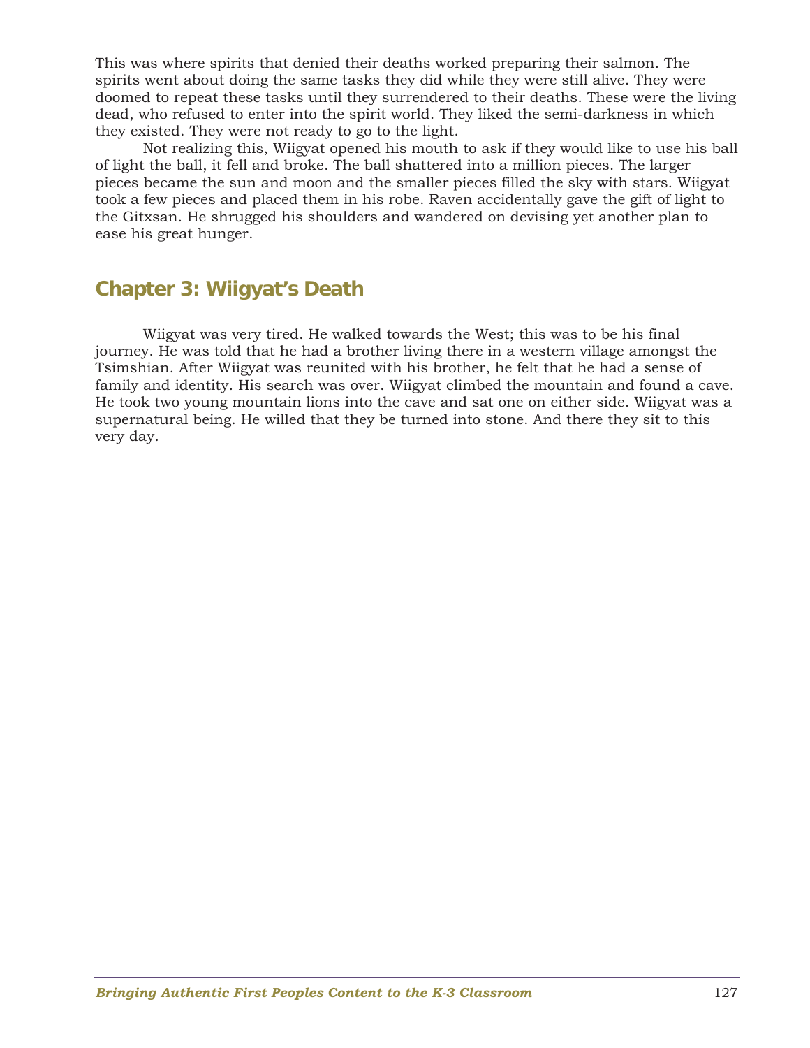This was where spirits that denied their deaths worked preparing their salmon. The spirits went about doing the same tasks they did while they were still alive. They were doomed to repeat these tasks until they surrendered to their deaths. These were the living dead, who refused to enter into the spirit world. They liked the semi-darkness in which they existed. They were not ready to go to the light.

Not realizing this, Wiigyat opened his mouth to ask if they would like to use his ball of light the ball, it fell and broke. The ball shattered into a million pieces. The larger pieces became the sun and moon and the smaller pieces filled the sky with stars. Wiigyat took a few pieces and placed them in his robe. Raven accidentally gave the gift of light to the Gitxsan. He shrugged his shoulders and wandered on devising yet another plan to ease his great hunger.

## Chapter 3: Wiigyat's Death

Wiigyat was very tired. He walked towards the West; this was to be his final journey. He was told that he had a brother living there in a western village amongst the Tsimshian. After Wiigyat was reunited with his brother, he felt that he had a sense of family and identity. His search was over. Wiigyat climbed the mountain and found a cave. He took two young mountain lions into the cave and sat one on either side. Wiigyat was a supernatural being. He willed that they be turned into stone. And there they sit to this very day.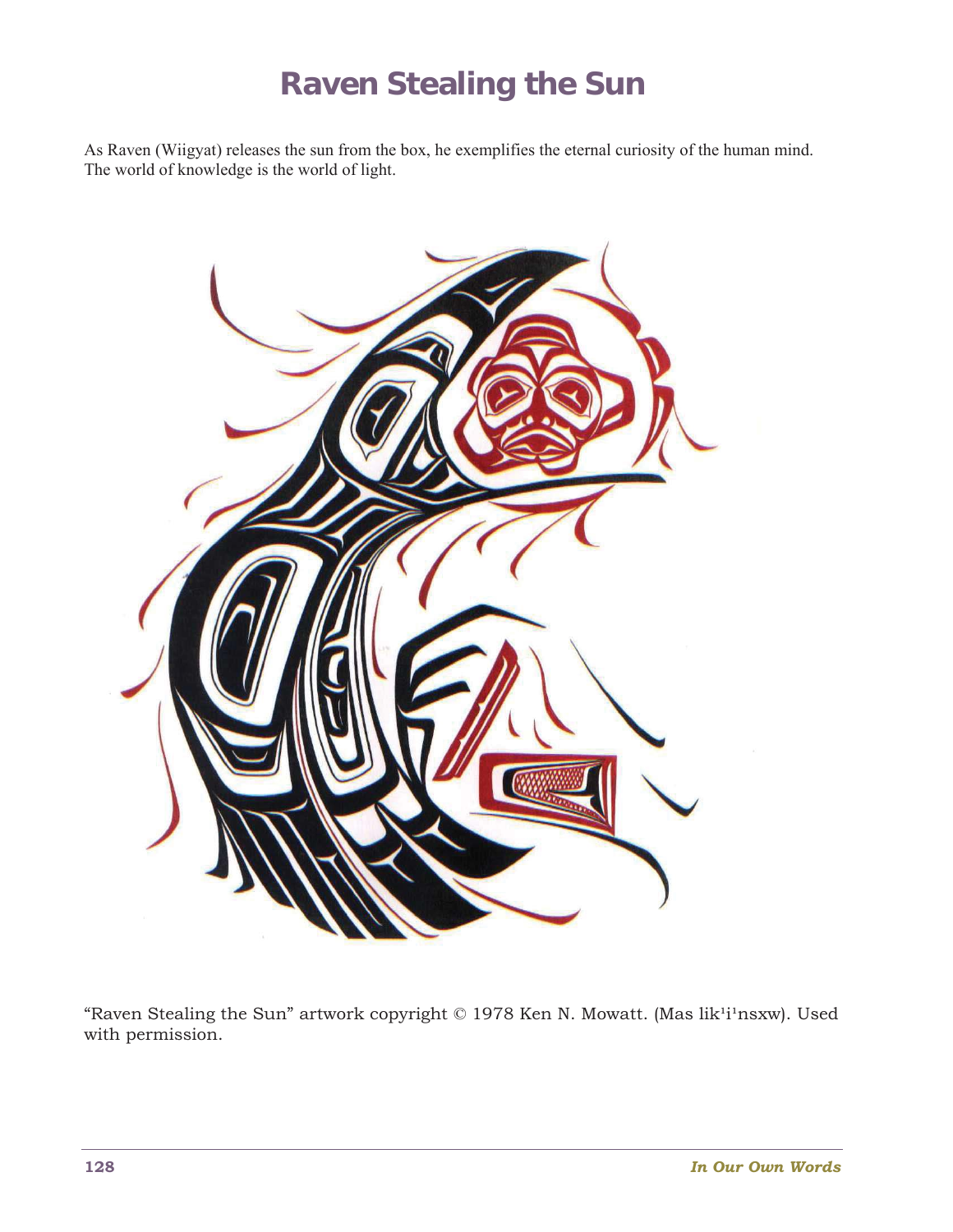# Raven Stealing the Sun

As Raven (Wiigyat) releases the sun from the box, he exemplifies the eternal curiosity of the human mind. The world of knowledge is the world of light.

"Raven Stealing the Sun" artwork copyright © 1978 Ken N. Mowatt. (Mas lik[1]i[1]nsxw). Used with permission.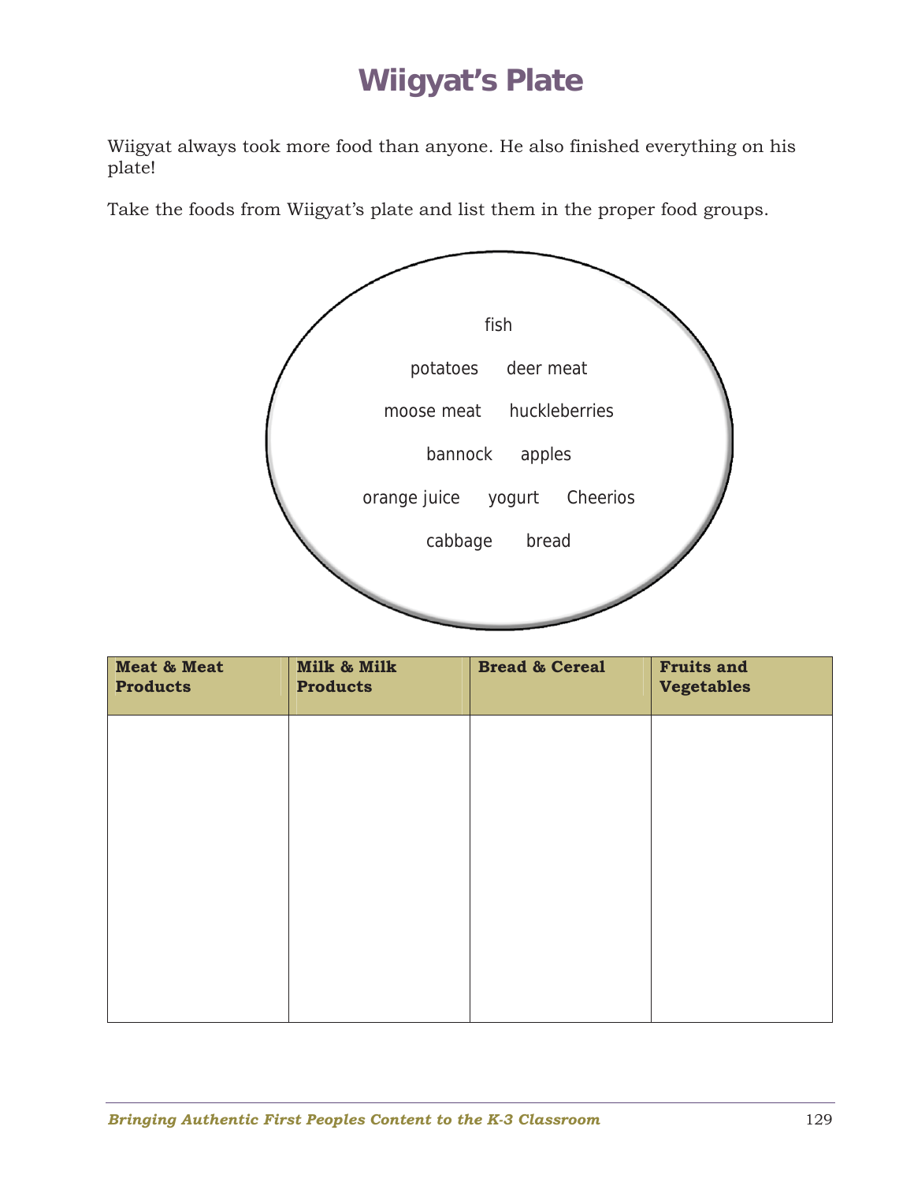# Wiigyat's Plate

Wiigyat always took more food than anyone. He also finished everything on his plate!

Take the foods from Wiigyat's plate and list them in the proper food groups.

fish

potatoes deer meat

moose meat huckleberries

bannock apples

orange juice yogurt Cheerios

cabbage bread

| Meat & Meat Products | Milk & Milk Products | Bread & Cereal | Fruits and Vegetables |
|---|---|---|---|
| | | | |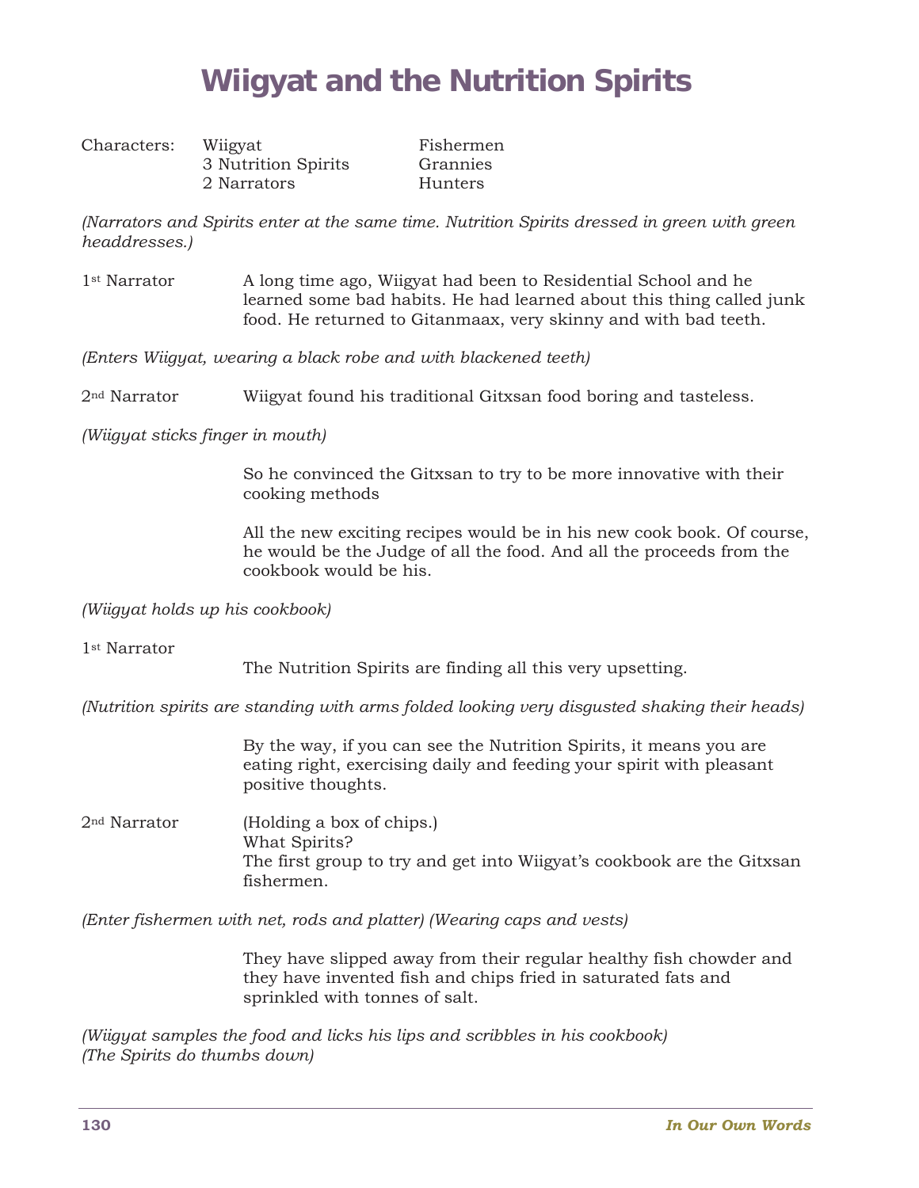# Wiigyat and the Nutrition Spirits

| Characters: | Wiigyat | Fishermen |
|---|---|---|
| | 3 Nutrition Spirits | Grannies |
| | 2 Narrators | Hunters |

*(Narrators and Spirits enter at the same time. Nutrition Spirits dressed in green with green headdresses.)*

1st Narrator — A long time ago, Wiigyat had been to Residential School and he learned some bad habits. He had learned about this thing called junk food. He returned to Gitanmaax, very skinny and with bad teeth.

*(Enters Wiigyat, wearing a black robe and with blackened teeth)*

2nd Narrator — Wiigyat found his traditional Gitxsan food boring and tasteless.

*(Wiigyat sticks finger in mouth)*

So he convinced the Gitxsan to try to be more innovative with their cooking methods

All the new exciting recipes would be in his new cook book. Of course, he would be the Judge of all the food. And all the proceeds from the cookbook would be his.

*(Wiigyat holds up his cookbook)*

1st Narrator

The Nutrition Spirits are finding all this very upsetting.

*(Nutrition spirits are standing with arms folded looking very disgusted shaking their heads)*

By the way, if you can see the Nutrition Spirits, it means you are eating right, exercising daily and feeding your spirit with pleasant positive thoughts.

2nd Narrator — (Holding a box of chips.)
What Spirits?
The first group to try and get into Wiigyat's cookbook are the Gitxsan fishermen.

*(Enter fishermen with net, rods and platter) (Wearing caps and vests)*

They have slipped away from their regular healthy fish chowder and they have invented fish and chips fried in saturated fats and sprinkled with tonnes of salt.

*(Wiigyat samples the food and licks his lips and scribbles in his cookbook)*
*(The Spirits do thumbs down)*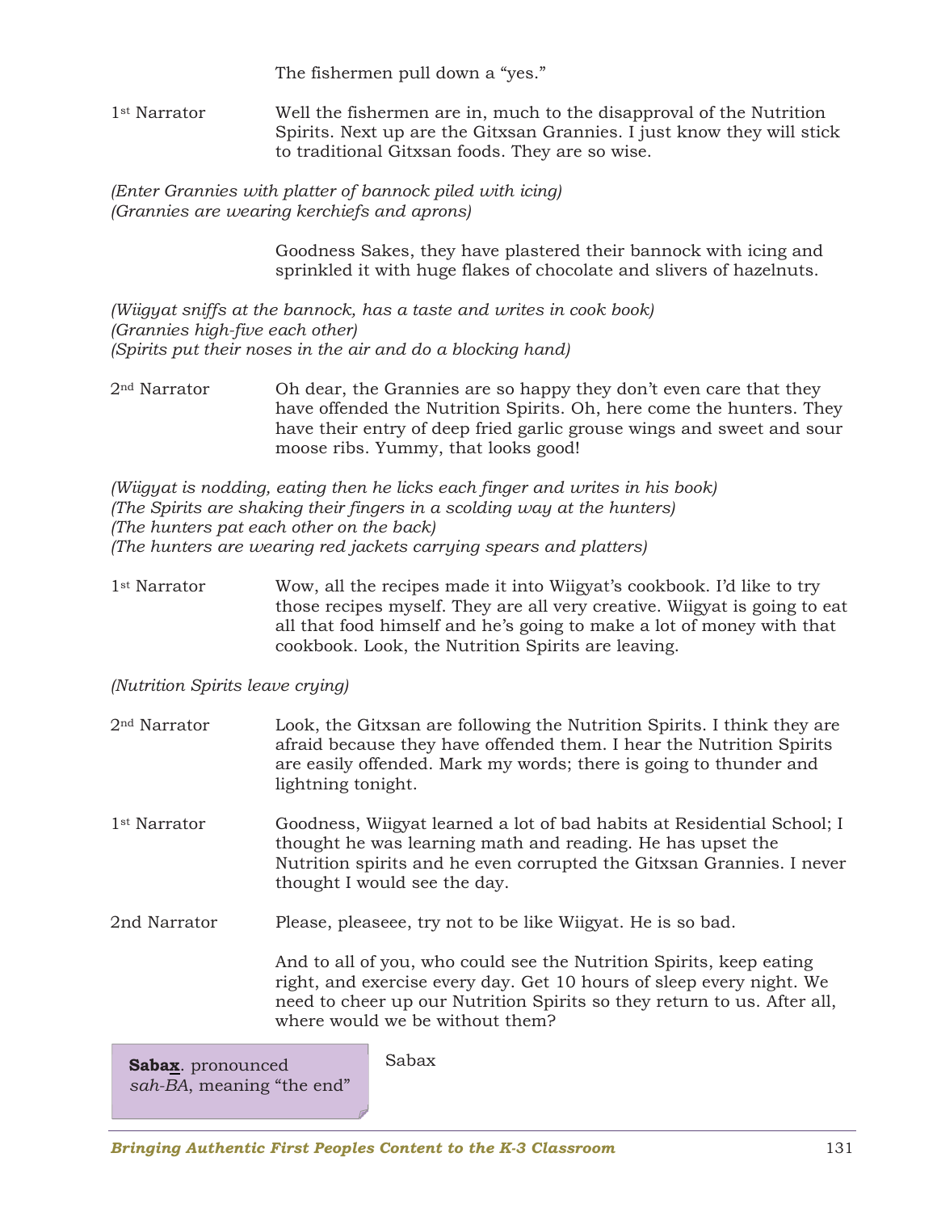The fishermen pull down a "yes."

1st Narrator — Well the fishermen are in, much to the disapproval of the Nutrition Spirits. Next up are the Gitxsan Grannies. I just know they will stick to traditional Gitxsan foods. They are so wise.

*(Enter Grannies with platter of bannock piled with icing)*
*(Grannies are wearing kerchiefs and aprons)*

Goodness Sakes, they have plastered their bannock with icing and sprinkled it with huge flakes of chocolate and slivers of hazelnuts.

*(Wiigyat sniffs at the bannock, has a taste and writes in cook book)*
*(Grannies high-five each other)*
*(Spirits put their noses in the air and do a blocking hand)*

2nd Narrator — Oh dear, the Grannies are so happy they don't even care that they have offended the Nutrition Spirits. Oh, here come the hunters. They have their entry of deep fried garlic grouse wings and sweet and sour moose ribs. Yummy, that looks good!

*(Wiigyat is nodding, eating then he licks each finger and writes in his book)*
*(The Spirits are shaking their fingers in a scolding way at the hunters)*
*(The hunters pat each other on the back)*
*(The hunters are wearing red jackets carrying spears and platters)*

1st Narrator — Wow, all the recipes made it into Wiigyat's cookbook. I'd like to try those recipes myself. They are all very creative. Wiigyat is going to eat all that food himself and he's going to make a lot of money with that cookbook. Look, the Nutrition Spirits are leaving.

*(Nutrition Spirits leave crying)*

2nd Narrator — Look, the Gitxsan are following the Nutrition Spirits. I think they are afraid because they have offended them. I hear the Nutrition Spirits are easily offended. Mark my words; there is going to thunder and lightning tonight.

1st Narrator — Goodness, Wiigyat learned a lot of bad habits at Residential School; I thought he was learning math and reading. He has upset the Nutrition spirits and he even corrupted the Gitxsan Grannies. I never thought I would see the day.

2nd Narrator — Please, pleaseee, try not to be like Wiigyat. He is so bad.

And to all of you, who could see the Nutrition Spirits, keep eating right, and exercise every day. Get 10 hours of sleep every night. We need to cheer up our Nutrition Spirits so they return to us. After all, where would we be without them?

Sabax

> **Saba<u>x</u>**. pronounced *sah-BA*, meaning "the end"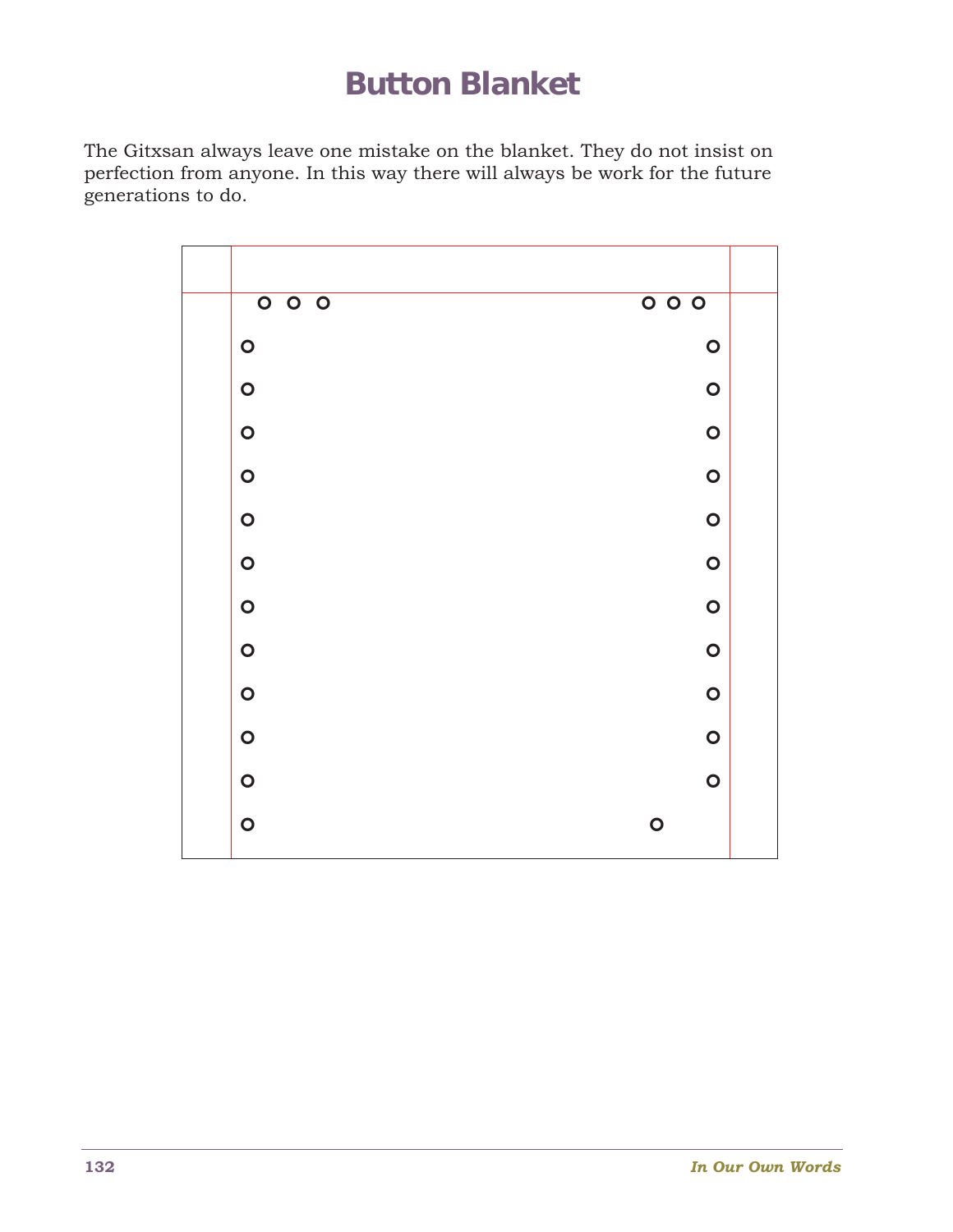# Button Blanket

The Gitxsan always leave one mistake on the blanket. They do not insist on perfection from anyone. In this way there will always be work for the future generations to do.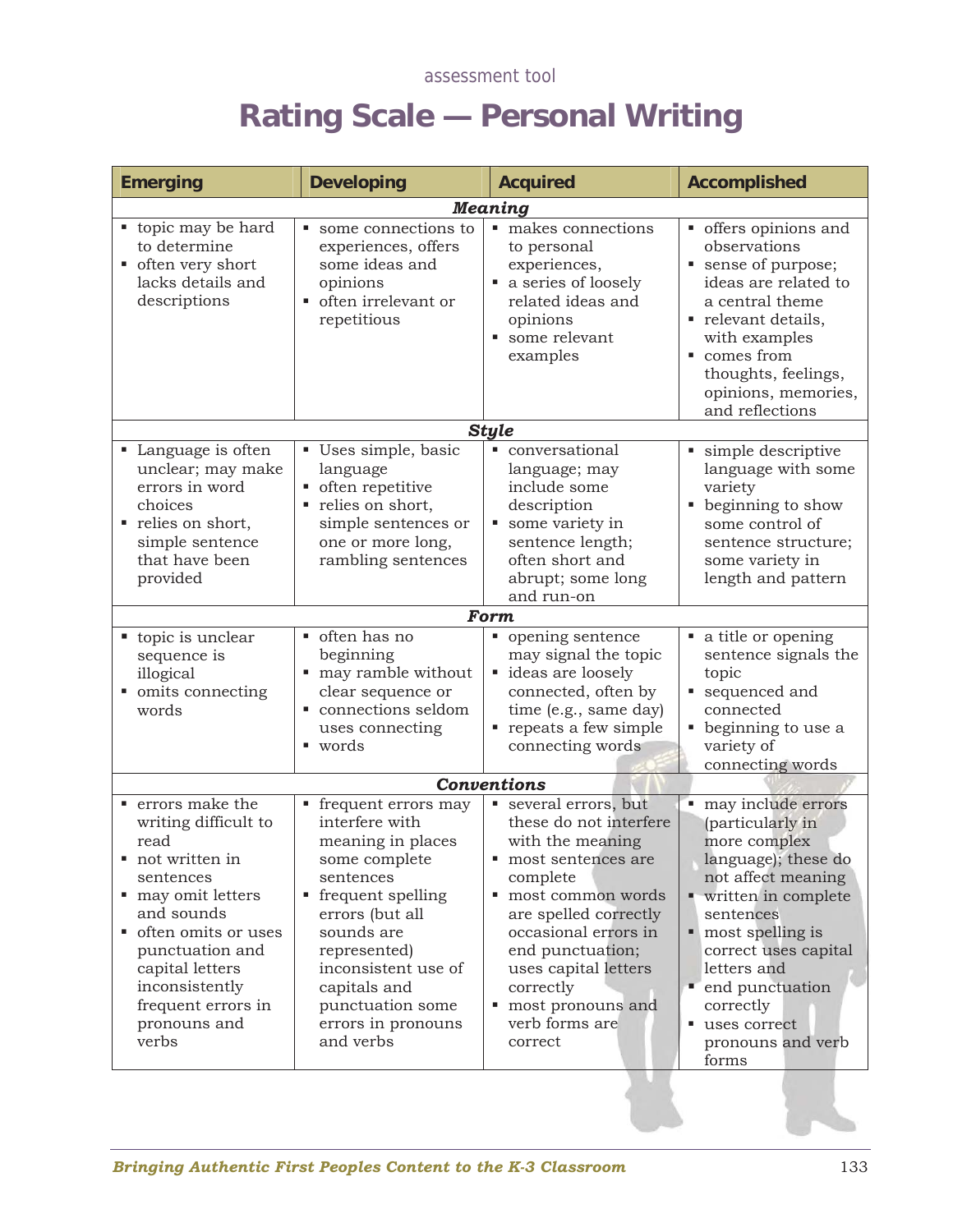assessment tool

# Rating Scale — Personal Writing

| Emerging | Developing | Acquired | Accomplished |
|---|---|---|---|
| ***Meaning*** | | | |
| ▪ topic may be hard to determine<br>▪ often very short lacks details and descriptions | ▪ some connections to experiences, offers some ideas and opinions<br>▪ often irrelevant or repetitious | ▪ makes connections to personal experiences,<br>▪ a series of loosely related ideas and opinions<br>▪ some relevant examples | ▪ offers opinions and observations<br>▪ sense of purpose; ideas are related to a central theme<br>▪ relevant details, with examples<br>▪ comes from thoughts, feelings, opinions, memories, and reflections |
| ***Style*** | | | |
| ▪ Language is often unclear; may make errors in word choices<br>▪ relies on short, simple sentence that have been provided | ▪ Uses simple, basic language<br>▪ often repetitive<br>▪ relies on short, simple sentences or one or more long, rambling sentences | ▪ conversational language; may include some description<br>▪ some variety in sentence length; often short and abrupt; some long and run-on | ▪ simple descriptive language with some variety<br>▪ beginning to show some control of sentence structure; some variety in length and pattern |
| ***Form*** | | | |
| ▪ topic is unclear sequence is illogical<br>▪ omits connecting words | ▪ often has no beginning<br>▪ may ramble without clear sequence or<br>▪ connections seldom uses connecting<br>▪ words | ▪ opening sentence may signal the topic<br>▪ ideas are loosely connected, often by time (e.g., same day)<br>▪ repeats a few simple connecting words | ▪ a title or opening sentence signals the topic<br>▪ sequenced and connected<br>▪ beginning to use a variety of connecting words |
| ***Conventions*** | | | |
| ▪ errors make the writing difficult to read<br>▪ not written in sentences<br>▪ may omit letters and sounds<br>▪ often omits or uses punctuation and capital letters inconsistently frequent errors in pronouns and verbs | ▪ frequent errors may interfere with meaning in places some complete sentences<br>▪ frequent spelling errors (but all sounds are represented) inconsistent use of capitals and punctuation some errors in pronouns and verbs | ▪ several errors, but these do not interfere with the meaning<br>▪ most sentences are complete<br>▪ most common words are spelled correctly occasional errors in end punctuation; uses capital letters correctly<br>▪ most pronouns and verb forms are correct | ▪ may include errors (particularly in more complex language); these do not affect meaning<br>▪ written in complete sentences<br>▪ most spelling is correct uses capital letters and<br>▪ end punctuation correctly<br>▪ uses correct pronouns and verb forms |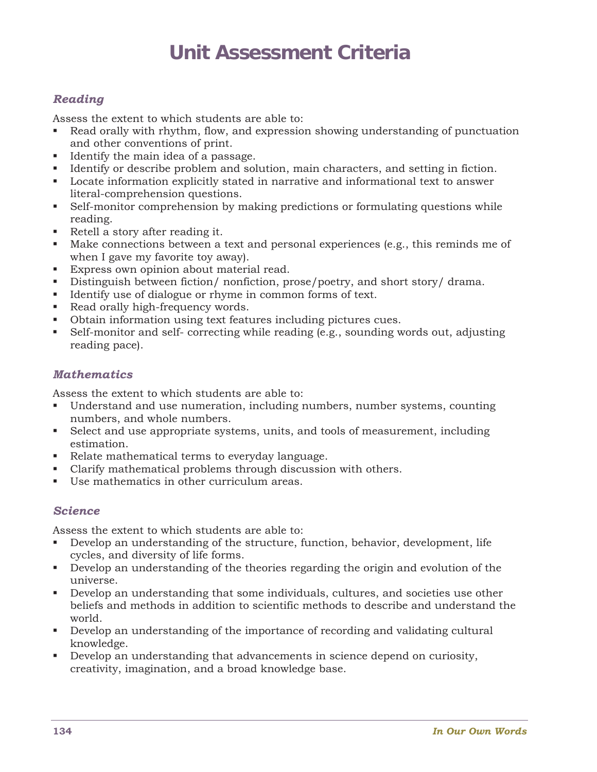# Unit Assessment Criteria

### *Reading*

Assess the extent to which students are able to:

- Read orally with rhythm, flow, and expression showing understanding of punctuation and other conventions of print.
- Identify the main idea of a passage.
- Identify or describe problem and solution, main characters, and setting in fiction.
- Locate information explicitly stated in narrative and informational text to answer literal-comprehension questions.
- Self-monitor comprehension by making predictions or formulating questions while reading.
- Retell a story after reading it.
- Make connections between a text and personal experiences (e.g., this reminds me of when I gave my favorite toy away).
- Express own opinion about material read.
- Distinguish between fiction/ nonfiction, prose/poetry, and short story/ drama.
- Identify use of dialogue or rhyme in common forms of text.
- Read orally high-frequency words.
- Obtain information using text features including pictures cues.
- Self-monitor and self- correcting while reading (e.g., sounding words out, adjusting reading pace).

### *Mathematics*

Assess the extent to which students are able to:

- Understand and use numeration, including numbers, number systems, counting numbers, and whole numbers.
- Select and use appropriate systems, units, and tools of measurement, including estimation.
- Relate mathematical terms to everyday language.
- Clarify mathematical problems through discussion with others.
- Use mathematics in other curriculum areas.

### *Science*

Assess the extent to which students are able to:

- Develop an understanding of the structure, function, behavior, development, life cycles, and diversity of life forms.
- Develop an understanding of the theories regarding the origin and evolution of the universe.
- Develop an understanding that some individuals, cultures, and societies use other beliefs and methods in addition to scientific methods to describe and understand the world.
- Develop an understanding of the importance of recording and validating cultural knowledge.
- Develop an understanding that advancements in science depend on curiosity, creativity, imagination, and a broad knowledge base.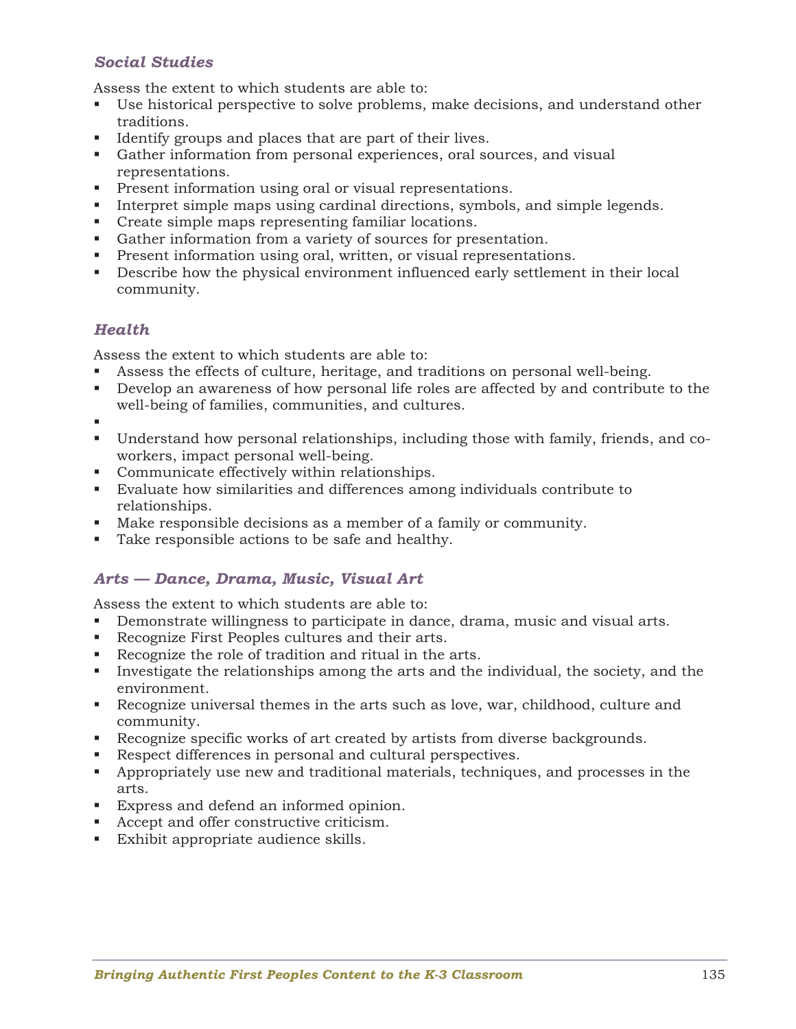### *Social Studies*

Assess the extent to which students are able to:

- Use historical perspective to solve problems, make decisions, and understand other traditions.
- Identify groups and places that are part of their lives.
- Gather information from personal experiences, oral sources, and visual representations.
- Present information using oral or visual representations.
- Interpret simple maps using cardinal directions, symbols, and simple legends.
- Create simple maps representing familiar locations.
- Gather information from a variety of sources for presentation.
- Present information using oral, written, or visual representations.
- Describe how the physical environment influenced early settlement in their local community.

### *Health*

Assess the extent to which students are able to:

- Assess the effects of culture, heritage, and traditions on personal well-being.
- Develop an awareness of how personal life roles are affected by and contribute to the well-being of families, communities, and cultures.
- 
- Understand how personal relationships, including those with family, friends, and co-workers, impact personal well-being.
- Communicate effectively within relationships.
- Evaluate how similarities and differences among individuals contribute to relationships.
- Make responsible decisions as a member of a family or community.
- Take responsible actions to be safe and healthy.

### *Arts — Dance, Drama, Music, Visual Art*

Assess the extent to which students are able to:

- Demonstrate willingness to participate in dance, drama, music and visual arts.
- Recognize First Peoples cultures and their arts.
- Recognize the role of tradition and ritual in the arts.
- Investigate the relationships among the arts and the individual, the society, and the environment.
- Recognize universal themes in the arts such as love, war, childhood, culture and community.
- Recognize specific works of art created by artists from diverse backgrounds.
- Respect differences in personal and cultural perspectives.
- Appropriately use new and traditional materials, techniques, and processes in the arts.
- Express and defend an informed opinion.
- Accept and offer constructive criticism.
- Exhibit appropriate audience skills.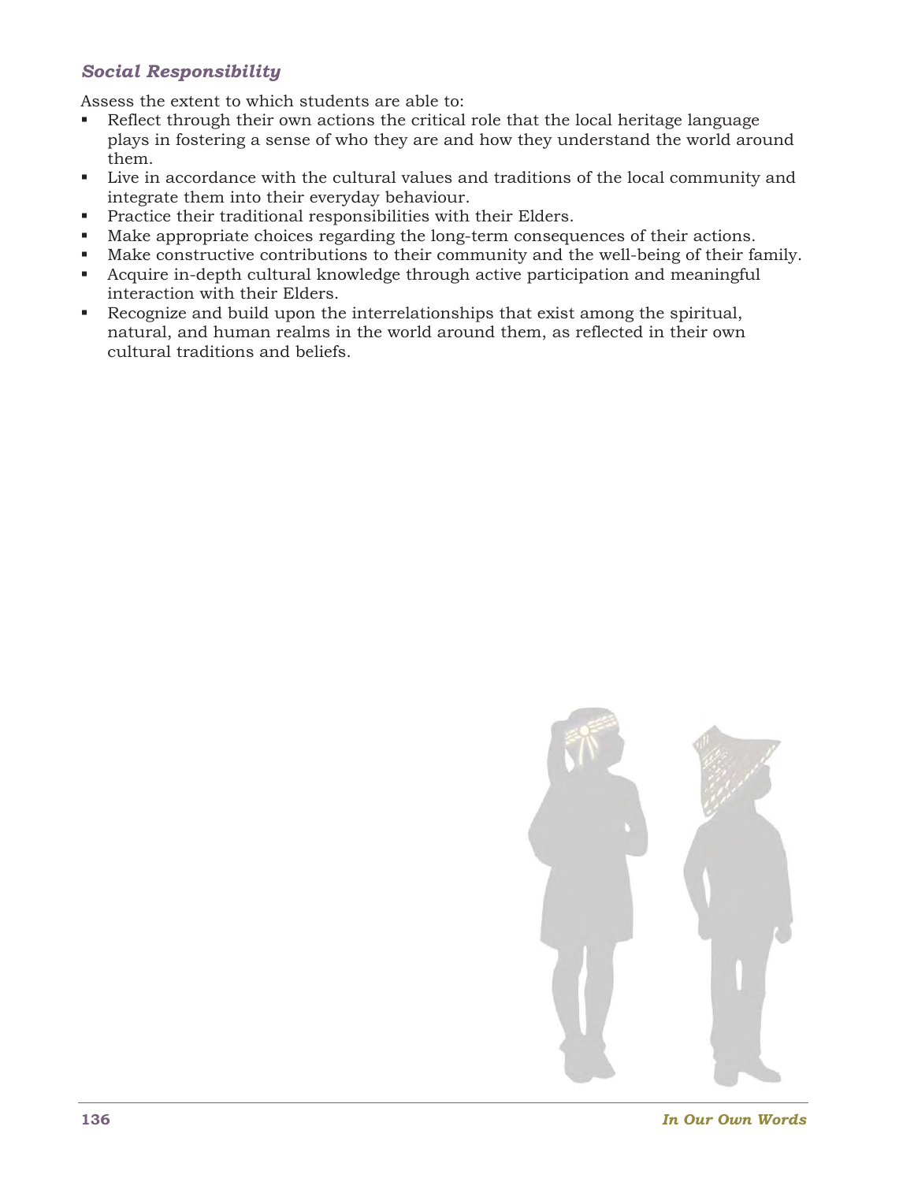### *Social Responsibility*

Assess the extent to which students are able to:

- Reflect through their own actions the critical role that the local heritage language plays in fostering a sense of who they are and how they understand the world around them.
- Live in accordance with the cultural values and traditions of the local community and integrate them into their everyday behaviour.
- Practice their traditional responsibilities with their Elders.
- Make appropriate choices regarding the long-term consequences of their actions.
- Make constructive contributions to their community and the well-being of their family.
- Acquire in-depth cultural knowledge through active participation and meaningful interaction with their Elders.
- Recognize and build upon the interrelationships that exist among the spiritual, natural, and human realms in the world around them, as reflected in their own cultural traditions and beliefs.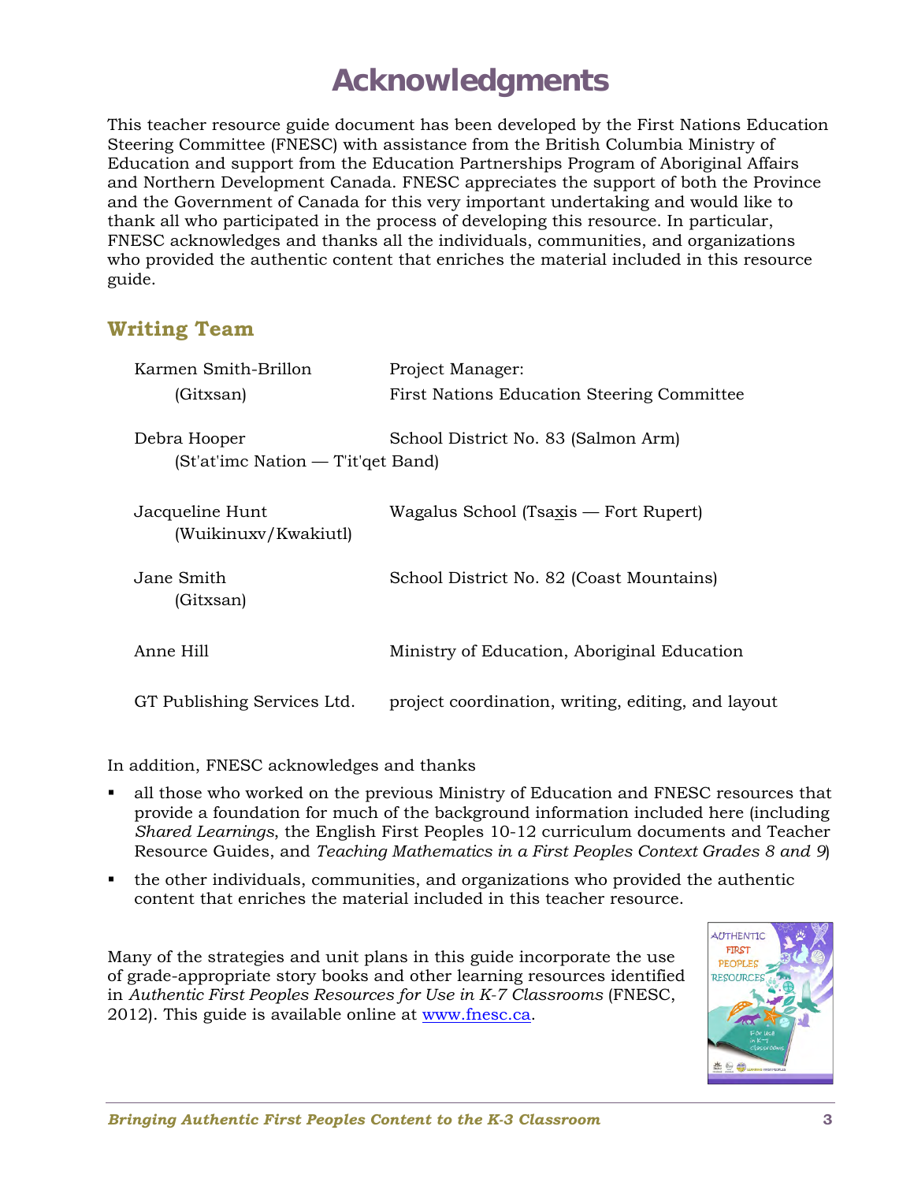# Acknowledgments

This teacher resource guide document has been developed by the First Nations Education Steering Committee (FNESC) with assistance from the British Columbia Ministry of Education and support from the Education Partnerships Program of Aboriginal Affairs and Northern Development Canada. FNESC appreciates the support of both the Province and the Government of Canada for this very important undertaking and would like to thank all who participated in the process of developing this resource. In particular, FNESC acknowledges and thanks all the individuals, communities, and organizations who provided the authentic content that enriches the material included in this resource guide.

## Writing Team

| | |
|---|---|
| Karmen Smith-Brillon (Gitxsan) | Project Manager: First Nations Education Steering Committee |
| Debra Hooper (St'at'imc Nation — T'it'qet Band) | School District No. 83 (Salmon Arm) |
| Jacqueline Hunt (Wuikinuxv/Kwakiutl) | Wagalus School (Tsaxis — Fort Rupert) |
| Jane Smith (Gitxsan) | School District No. 82 (Coast Mountains) |
| Anne Hill | Ministry of Education, Aboriginal Education |
| GT Publishing Services Ltd. | project coordination, writing, editing, and layout |

In addition, FNESC acknowledges and thanks

- all those who worked on the previous Ministry of Education and FNESC resources that provide a foundation for much of the background information included here (including *Shared Learnings*, the English First Peoples 10-12 curriculum documents and Teacher Resource Guides, and *Teaching Mathematics in a First Peoples Context Grades 8 and 9*)
- the other individuals, communities, and organizations who provided the authentic content that enriches the material included in this teacher resource.

Many of the strategies and unit plans in this guide incorporate the use of grade-appropriate story books and other learning resources identified in *Authentic First Peoples Resources for Use in K-7 Classrooms* (FNESC, 2012). This guide is available online at www.fnesc.ca.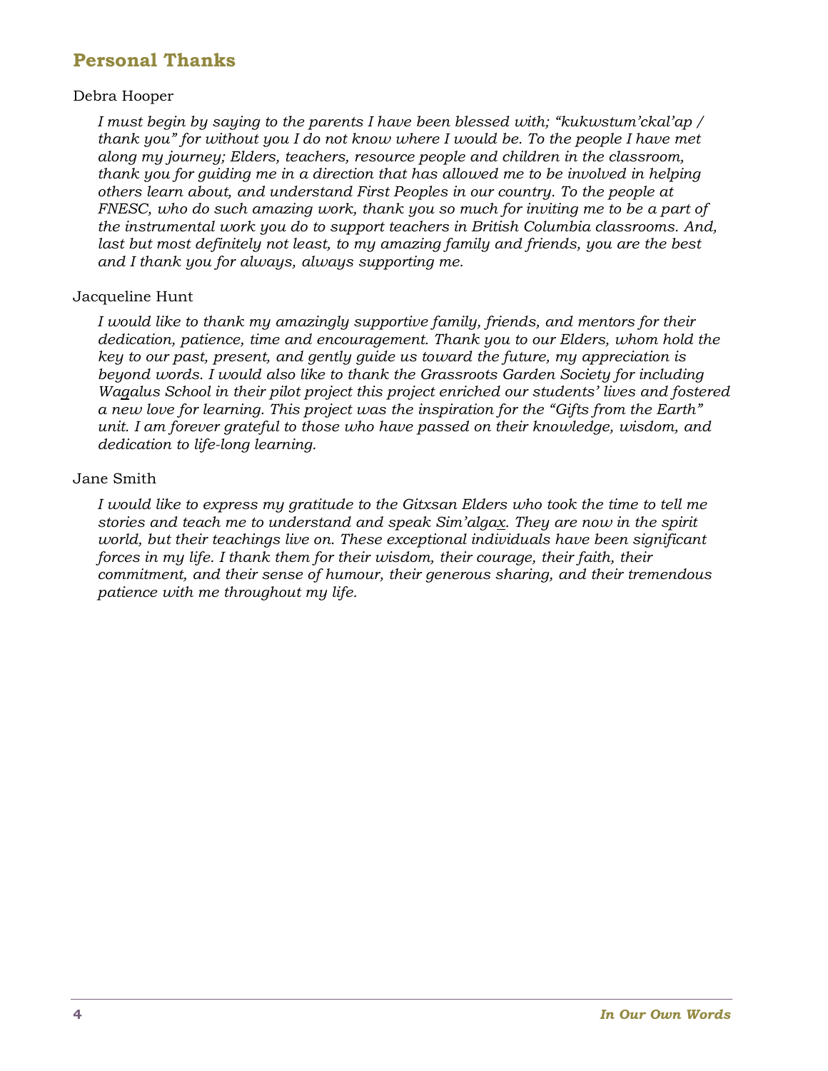## Personal Thanks

Debra Hooper

*I must begin by saying to the parents I have been blessed with; "kukwstum'ckal'ap / thank you" for without you I do not know where I would be. To the people I have met along my journey; Elders, teachers, resource people and children in the classroom, thank you for guiding me in a direction that has allowed me to be involved in helping others learn about, and understand First Peoples in our country. To the people at FNESC, who do such amazing work, thank you so much for inviting me to be a part of the instrumental work you do to support teachers in British Columbia classrooms. And, last but most definitely not least, to my amazing family and friends, you are the best and I thank you for always, always supporting me.*

Jacqueline Hunt

*I would like to thank my amazingly supportive family, friends, and mentors for their dedication, patience, time and encouragement. Thank you to our Elders, whom hold the key to our past, present, and gently guide us toward the future, my appreciation is beyond words. I would also like to thank the Grassroots Garden Society for including Wa<u>g</u>alus School in their pilot project this project enriched our students' lives and fostered a new love for learning. This project was the inspiration for the "Gifts from the Earth" unit. I am forever grateful to those who have passed on their knowledge, wisdom, and dedication to life-long learning.*

Jane Smith

*I would like to express my gratitude to the Gitxsan Elders who took the time to tell me stories and teach me to understand and speak Sim'alga<u>x</u>. They are now in the spirit world, but their teachings live on. These exceptional individuals have been significant forces in my life. I thank them for their wisdom, their courage, their faith, their commitment, and their sense of humour, their generous sharing, and their tremendous patience with me throughout my life.*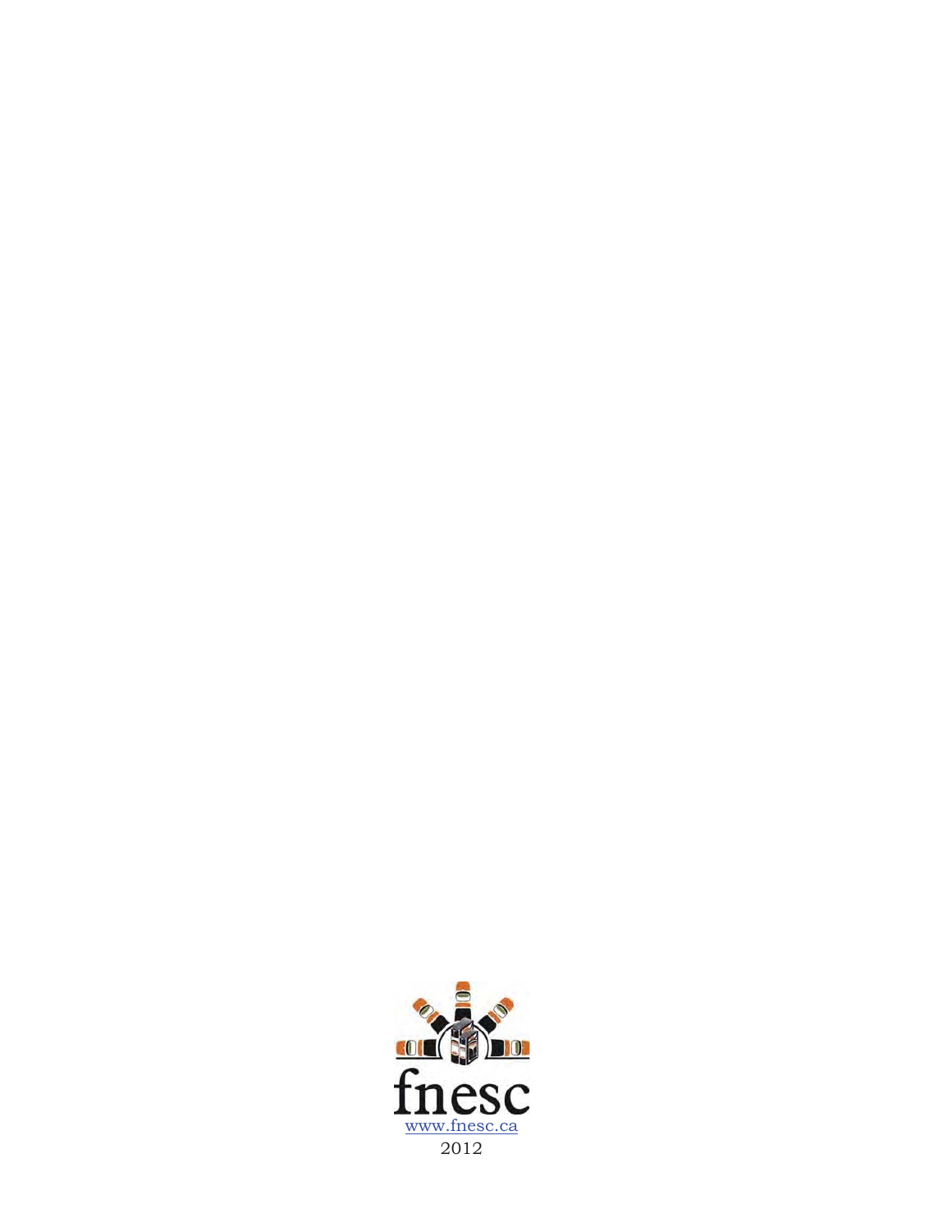fnesc

www.fnesc.ca

2012